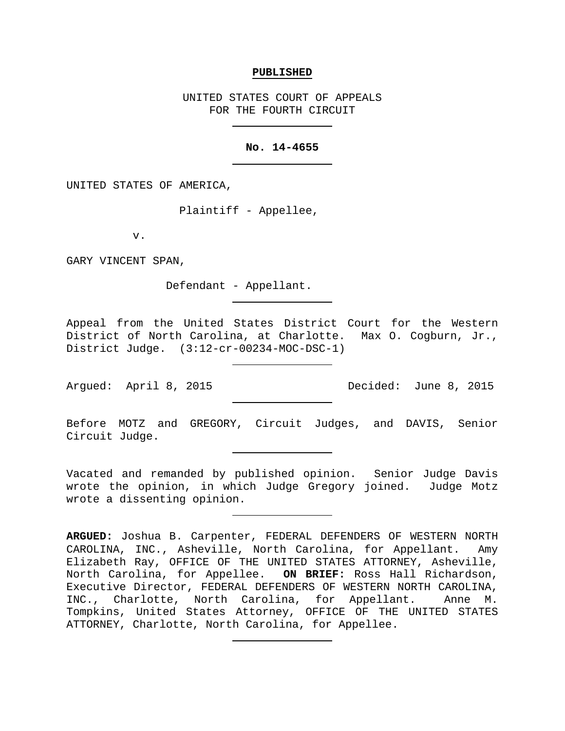**PUBLISHED**

UNITED STATES COURT OF APPEALS
FOR THE FOURTH CIRCUIT

---

**No. 14-4655**

---

UNITED STATES OF AMERICA,

Plaintiff - Appellee,

v.

GARY VINCENT SPAN,

Defendant - Appellant.

---

Appeal from the United States District Court for the Western District of North Carolina, at Charlotte. Max O. Cogburn, Jr., District Judge. (3:12-cr-00234-MOC-DSC-1)

---

Argued: April 8, 2015 Decided: June 8, 2015

---

Before MOTZ and GREGORY, Circuit Judges, and DAVIS, Senior Circuit Judge.

---

Vacated and remanded by published opinion. Senior Judge Davis wrote the opinion, in which Judge Gregory joined. Judge Motz wrote a dissenting opinion.

---

**ARGUED:** Joshua B. Carpenter, FEDERAL DEFENDERS OF WESTERN NORTH CAROLINA, INC., Asheville, North Carolina, for Appellant. Amy Elizabeth Ray, OFFICE OF THE UNITED STATES ATTORNEY, Asheville, North Carolina, for Appellee. **ON BRIEF:** Ross Hall Richardson, Executive Director, FEDERAL DEFENDERS OF WESTERN NORTH CAROLINA, INC., Charlotte, North Carolina, for Appellant. Anne M. Tompkins, United States Attorney, OFFICE OF THE UNITED STATES ATTORNEY, Charlotte, North Carolina, for Appellee.

---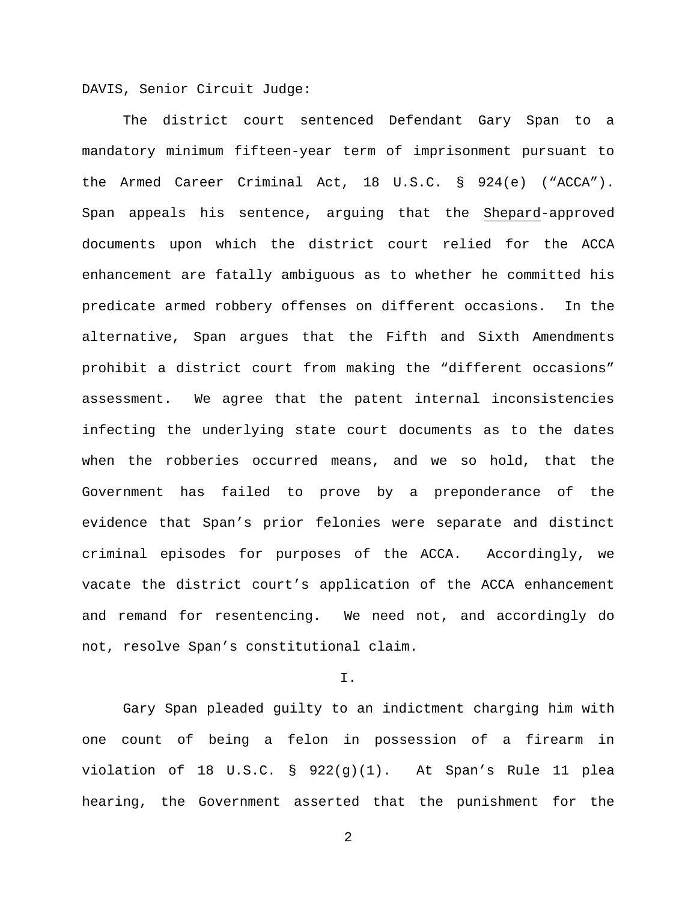DAVIS, Senior Circuit Judge:

The district court sentenced Defendant Gary Span to a mandatory minimum fifteen-year term of imprisonment pursuant to the Armed Career Criminal Act, 18 U.S.C. § 924(e) ("ACCA"). Span appeals his sentence, arguing that the Shepard-approved documents upon which the district court relied for the ACCA enhancement are fatally ambiguous as to whether he committed his predicate armed robbery offenses on different occasions. In the alternative, Span argues that the Fifth and Sixth Amendments prohibit a district court from making the "different occasions" assessment. We agree that the patent internal inconsistencies infecting the underlying state court documents as to the dates when the robberies occurred means, and we so hold, that the Government has failed to prove by a preponderance of the evidence that Span's prior felonies were separate and distinct criminal episodes for purposes of the ACCA. Accordingly, we vacate the district court's application of the ACCA enhancement and remand for resentencing. We need not, and accordingly do not, resolve Span's constitutional claim.

I.

Gary Span pleaded guilty to an indictment charging him with one count of being a felon in possession of a firearm in violation of 18 U.S.C. § 922(g)(1). At Span's Rule 11 plea hearing, the Government asserted that the punishment for the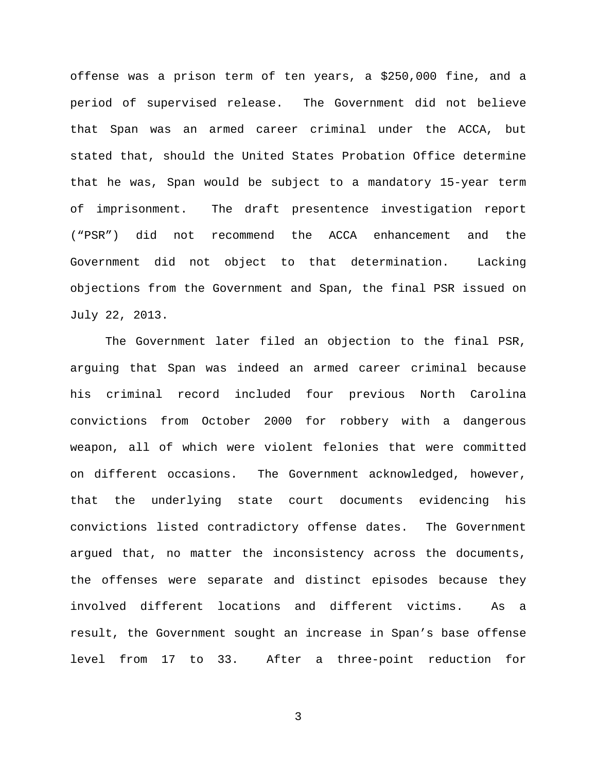offense was a prison term of ten years, a $250,000 fine, and a period of supervised release. The Government did not believe that Span was an armed career criminal under the ACCA, but stated that, should the United States Probation Office determine that he was, Span would be subject to a mandatory 15-year term of imprisonment. The draft presentence investigation report ("PSR") did not recommend the ACCA enhancement and the Government did not object to that determination. Lacking objections from the Government and Span, the final PSR issued on July 22, 2013.

The Government later filed an objection to the final PSR, arguing that Span was indeed an armed career criminal because his criminal record included four previous North Carolina convictions from October 2000 for robbery with a dangerous weapon, all of which were violent felonies that were committed on different occasions. The Government acknowledged, however, that the underlying state court documents evidencing his convictions listed contradictory offense dates. The Government argued that, no matter the inconsistency across the documents, the offenses were separate and distinct episodes because they involved different locations and different victims. As a result, the Government sought an increase in Span's base offense level from 17 to 33. After a three-point reduction for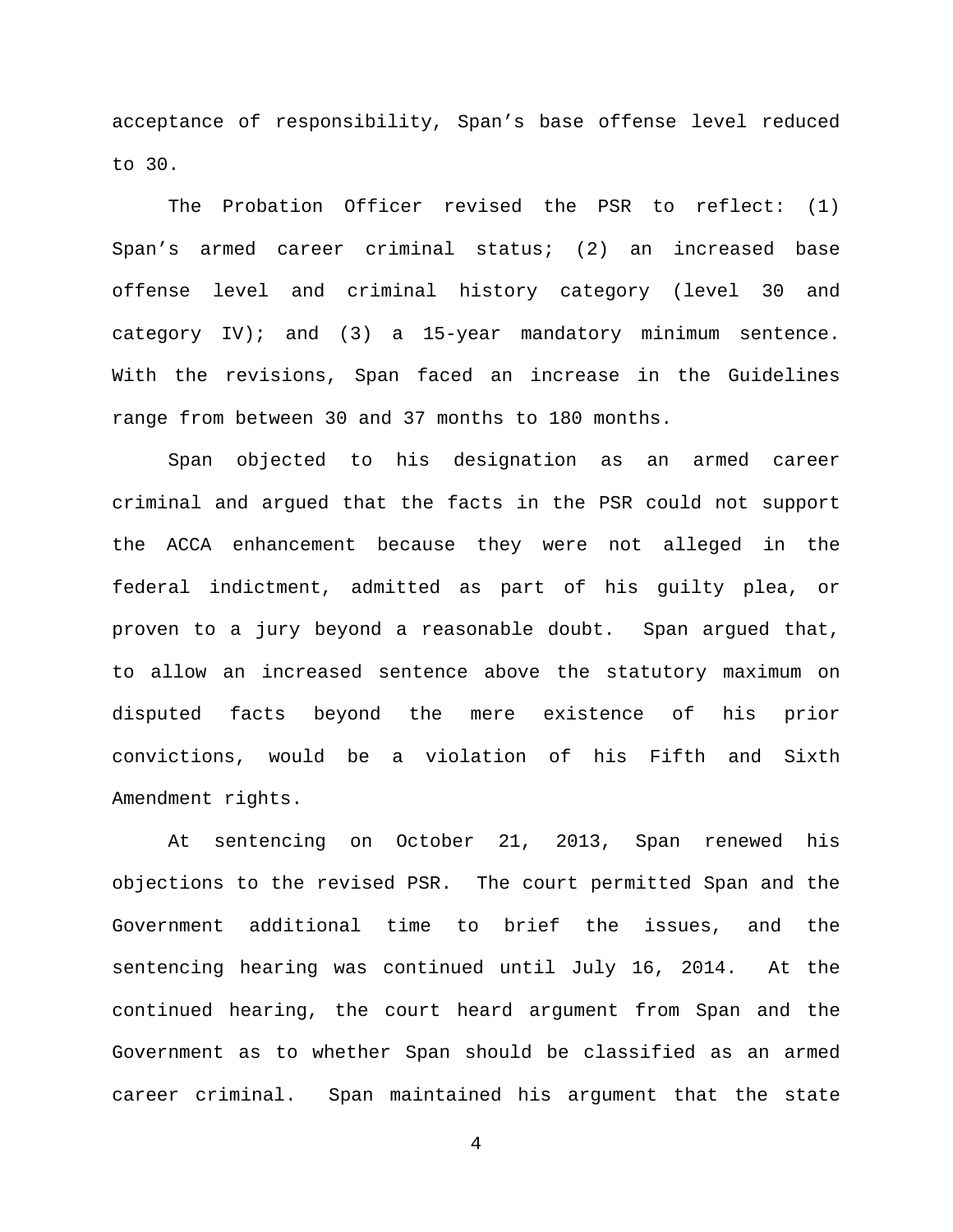acceptance of responsibility, Span's base offense level reduced to 30.

The Probation Officer revised the PSR to reflect: (1) Span's armed career criminal status; (2) an increased base offense level and criminal history category (level 30 and category IV); and (3) a 15-year mandatory minimum sentence. With the revisions, Span faced an increase in the Guidelines range from between 30 and 37 months to 180 months.

Span objected to his designation as an armed career criminal and argued that the facts in the PSR could not support the ACCA enhancement because they were not alleged in the federal indictment, admitted as part of his guilty plea, or proven to a jury beyond a reasonable doubt. Span argued that, to allow an increased sentence above the statutory maximum on disputed facts beyond the mere existence of his prior convictions, would be a violation of his Fifth and Sixth Amendment rights.

At sentencing on October 21, 2013, Span renewed his objections to the revised PSR. The court permitted Span and the Government additional time to brief the issues, and the sentencing hearing was continued until July 16, 2014. At the continued hearing, the court heard argument from Span and the Government as to whether Span should be classified as an armed career criminal. Span maintained his argument that the state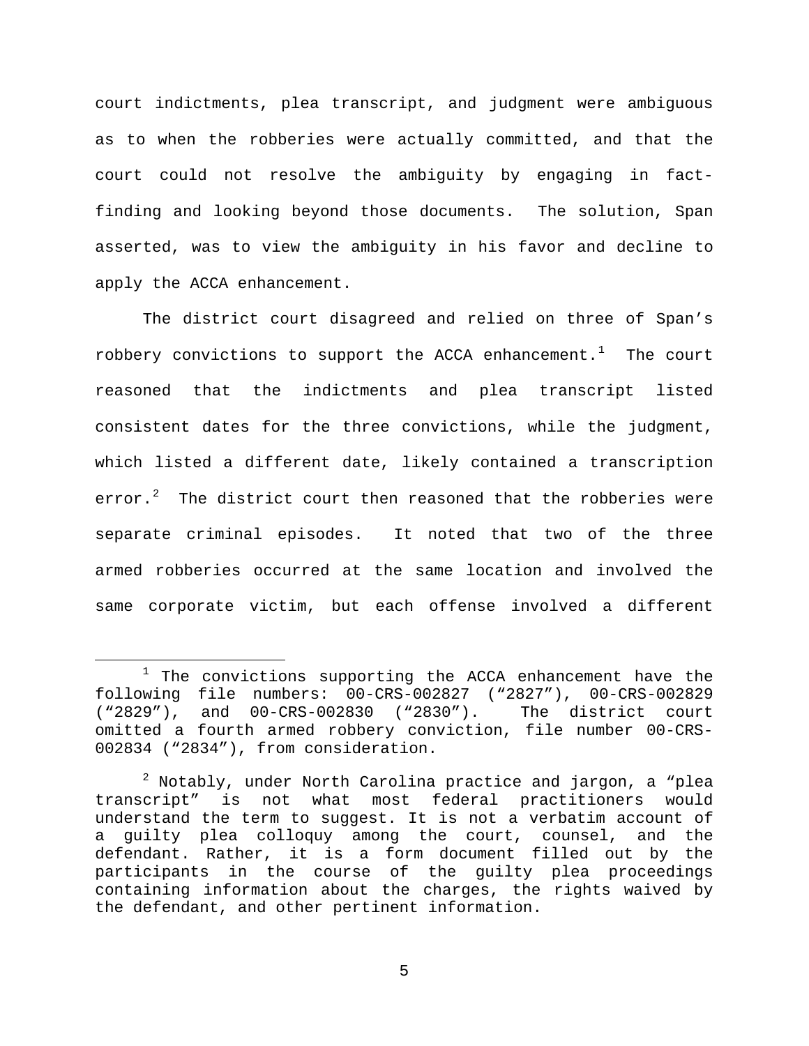court indictments, plea transcript, and judgment were ambiguous as to when the robberies were actually committed, and that the court could not resolve the ambiguity by engaging in fact-finding and looking beyond those documents. The solution, Span asserted, was to view the ambiguity in his favor and decline to apply the ACCA enhancement.

The district court disagreed and relied on three of Span's robbery convictions to support the ACCA enhancement.[1] The court reasoned that the indictments and plea transcript listed consistent dates for the three convictions, while the judgment, which listed a different date, likely contained a transcription error.[2] The district court then reasoned that the robberies were separate criminal episodes. It noted that two of the three armed robberies occurred at the same location and involved the same corporate victim, but each offense involved a different

---

[1] The convictions supporting the ACCA enhancement have the following file numbers: 00-CRS-002827 ("2827"), 00-CRS-002829 ("2829"), and 00-CRS-002830 ("2830"). The district court omitted a fourth armed robbery conviction, file number 00-CRS-002834 ("2834"), from consideration.

[2] Notably, under North Carolina practice and jargon, a "plea transcript" is not what most federal practitioners would understand the term to suggest. It is not a verbatim account of a guilty plea colloquy among the court, counsel, and the defendant. Rather, it is a form document filled out by the participants in the course of the guilty plea proceedings containing information about the charges, the rights waived by the defendant, and other pertinent information.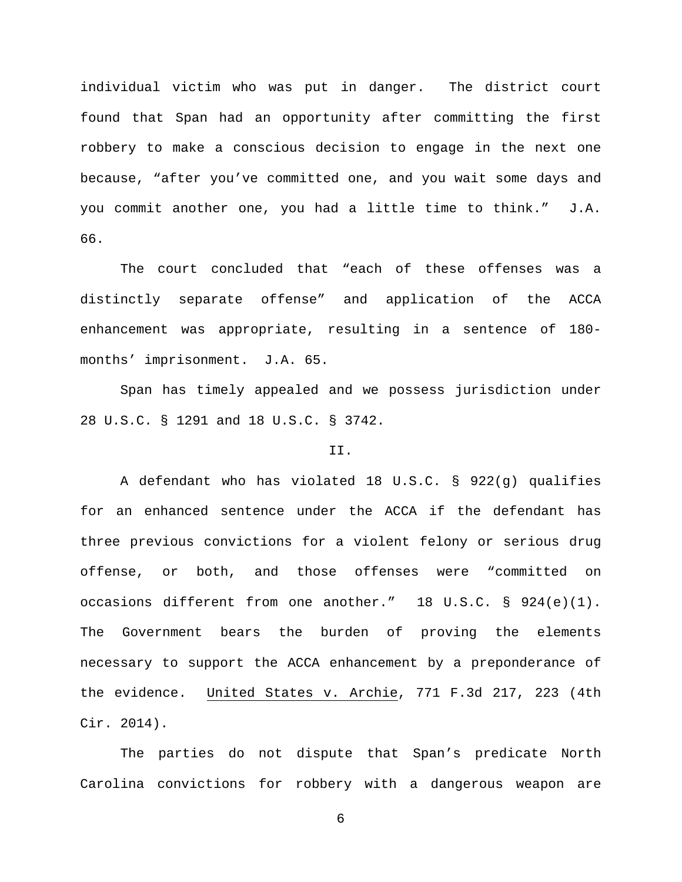individual victim who was put in danger. The district court found that Span had an opportunity after committing the first robbery to make a conscious decision to engage in the next one because, "after you've committed one, and you wait some days and you commit another one, you had a little time to think." J.A. 66.

The court concluded that "each of these offenses was a distinctly separate offense" and application of the ACCA enhancement was appropriate, resulting in a sentence of 180-months' imprisonment. J.A. 65.

Span has timely appealed and we possess jurisdiction under 28 U.S.C. § 1291 and 18 U.S.C. § 3742.

## II.

A defendant who has violated 18 U.S.C. § 922(g) qualifies for an enhanced sentence under the ACCA if the defendant has three previous convictions for a violent felony or serious drug offense, or both, and those offenses were "committed on occasions different from one another." 18 U.S.C. § 924(e)(1). The Government bears the burden of proving the elements necessary to support the ACCA enhancement by a preponderance of the evidence. United States v. Archie, 771 F.3d 217, 223 (4th Cir. 2014).

The parties do not dispute that Span's predicate North Carolina convictions for robbery with a dangerous weapon are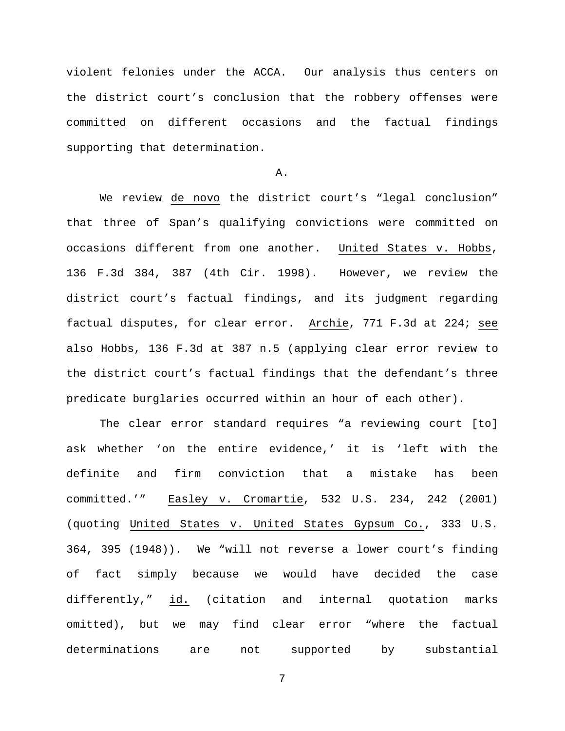violent felonies under the ACCA. Our analysis thus centers on the district court's conclusion that the robbery offenses were committed on different occasions and the factual findings supporting that determination.

A.

We review de novo the district court's "legal conclusion" that three of Span's qualifying convictions were committed on occasions different from one another. United States v. Hobbs, 136 F.3d 384, 387 (4th Cir. 1998). However, we review the district court's factual findings, and its judgment regarding factual disputes, for clear error. Archie, 771 F.3d at 224; see also Hobbs, 136 F.3d at 387 n.5 (applying clear error review to the district court's factual findings that the defendant's three predicate burglaries occurred within an hour of each other).

The clear error standard requires "a reviewing court [to] ask whether 'on the entire evidence,' it is 'left with the definite and firm conviction that a mistake has been committed.'" Easley v. Cromartie, 532 U.S. 234, 242 (2001) (quoting United States v. United States Gypsum Co., 333 U.S. 364, 395 (1948)). We "will not reverse a lower court's finding of fact simply because we would have decided the case differently," id. (citation and internal quotation marks omitted), but we may find clear error "where the factual determinations are not supported by substantial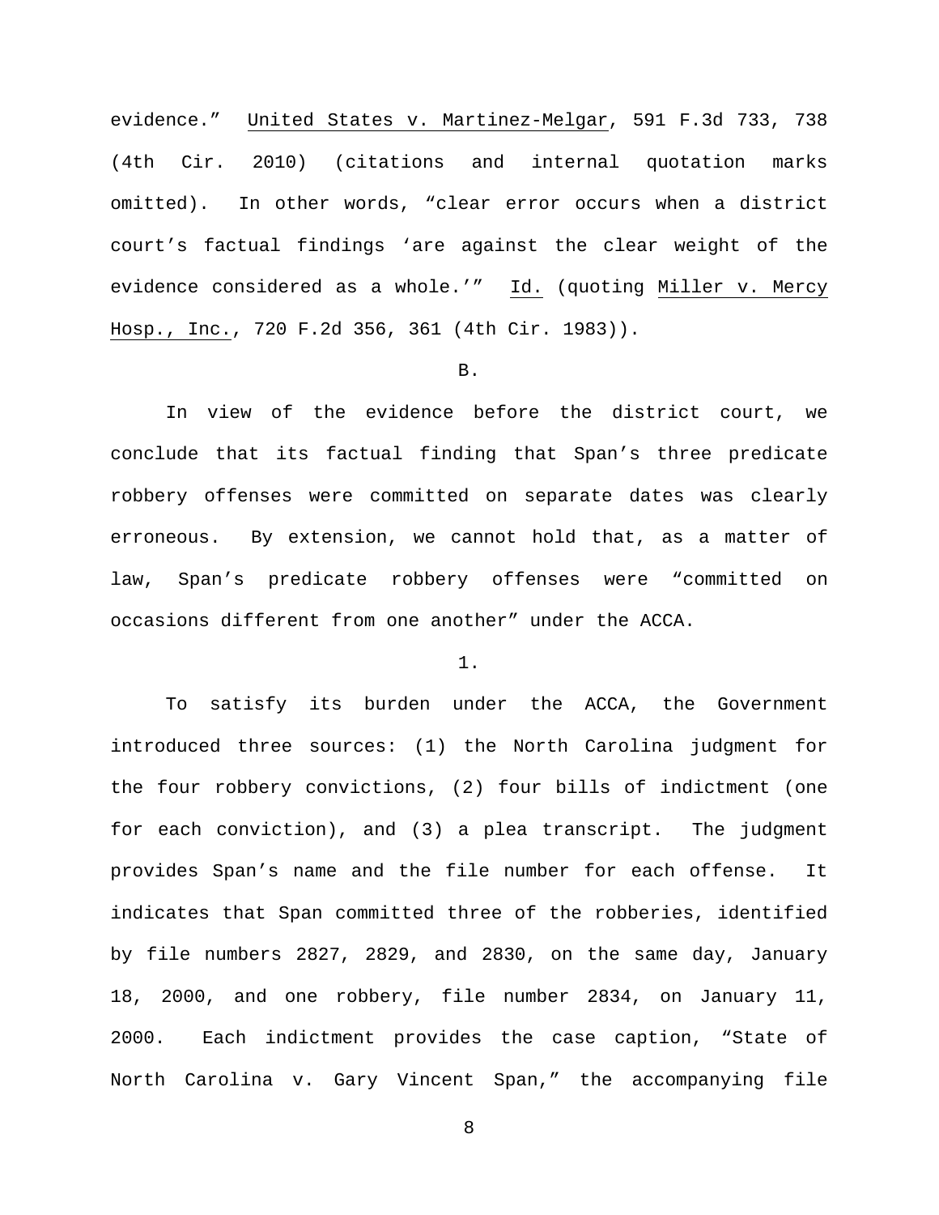evidence." United States v. Martinez-Melgar, 591 F.3d 733, 738 (4th Cir. 2010) (citations and internal quotation marks omitted). In other words, "clear error occurs when a district court's factual findings 'are against the clear weight of the evidence considered as a whole.'" Id. (quoting Miller v. Mercy Hosp., Inc., 720 F.2d 356, 361 (4th Cir. 1983)).

B.

In view of the evidence before the district court, we conclude that its factual finding that Span's three predicate robbery offenses were committed on separate dates was clearly erroneous. By extension, we cannot hold that, as a matter of law, Span's predicate robbery offenses were "committed on occasions different from one another" under the ACCA.

1.

To satisfy its burden under the ACCA, the Government introduced three sources: (1) the North Carolina judgment for the four robbery convictions, (2) four bills of indictment (one for each conviction), and (3) a plea transcript. The judgment provides Span's name and the file number for each offense. It indicates that Span committed three of the robberies, identified by file numbers 2827, 2829, and 2830, on the same day, January 18, 2000, and one robbery, file number 2834, on January 11, 2000. Each indictment provides the case caption, "State of North Carolina v. Gary Vincent Span," the accompanying file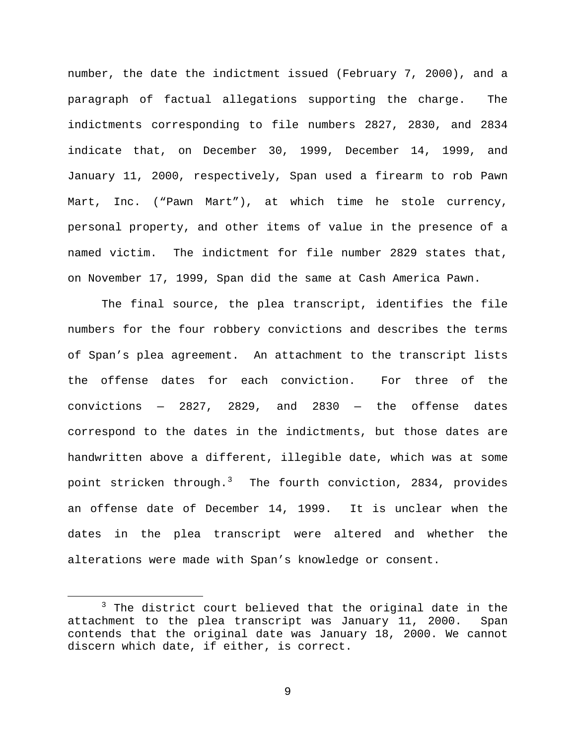number, the date the indictment issued (February 7, 2000), and a paragraph of factual allegations supporting the charge. The indictments corresponding to file numbers 2827, 2830, and 2834 indicate that, on December 30, 1999, December 14, 1999, and January 11, 2000, respectively, Span used a firearm to rob Pawn Mart, Inc. ("Pawn Mart"), at which time he stole currency, personal property, and other items of value in the presence of a named victim. The indictment for file number 2829 states that, on November 17, 1999, Span did the same at Cash America Pawn.

The final source, the plea transcript, identifies the file numbers for the four robbery convictions and describes the terms of Span's plea agreement. An attachment to the transcript lists the offense dates for each conviction. For three of the convictions — 2827, 2829, and 2830 — the offense dates correspond to the dates in the indictments, but those dates are handwritten above a different, illegible date, which was at some point stricken through.[3] The fourth conviction, 2834, provides an offense date of December 14, 1999. It is unclear when the dates in the plea transcript were altered and whether the alterations were made with Span's knowledge or consent.

[3] The district court believed that the original date in the attachment to the plea transcript was January 11, 2000. Span contends that the original date was January 18, 2000. We cannot discern which date, if either, is correct.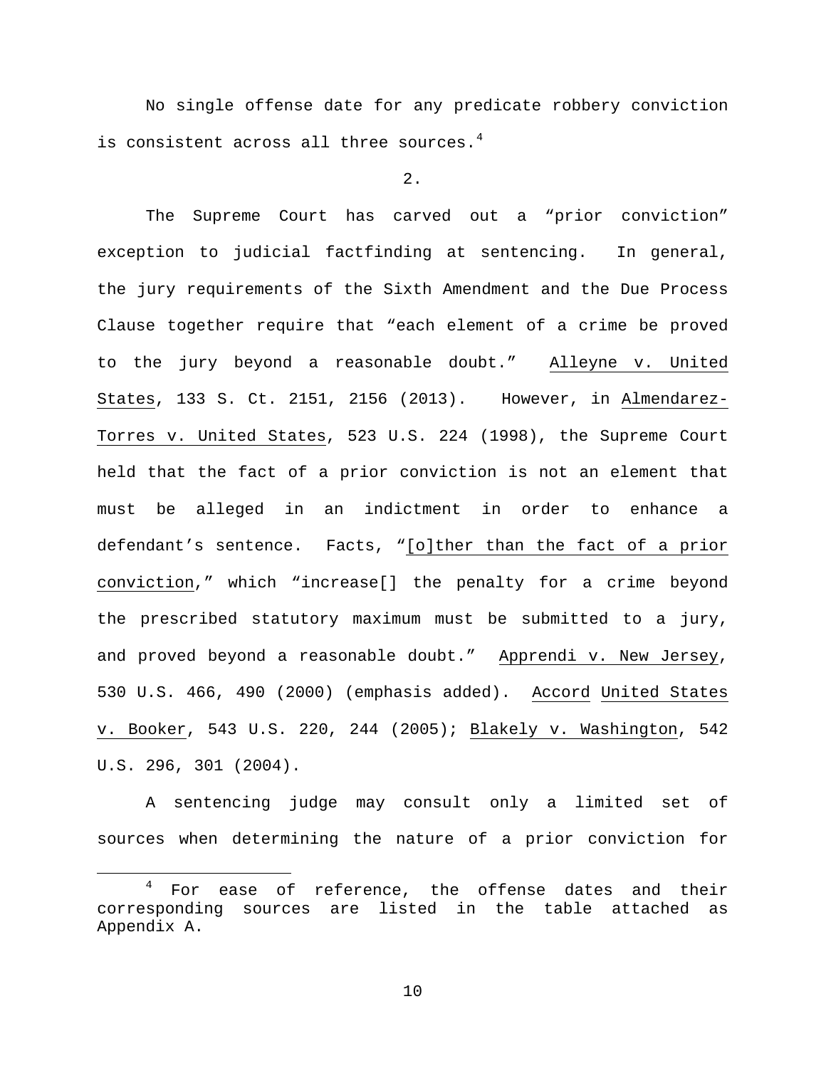No single offense date for any predicate robbery conviction is consistent across all three sources.[4]

2.

The Supreme Court has carved out a "prior conviction" exception to judicial factfinding at sentencing. In general, the jury requirements of the Sixth Amendment and the Due Process Clause together require that "each element of a crime be proved to the jury beyond a reasonable doubt." Alleyne v. United States, 133 S. Ct. 2151, 2156 (2013). However, in Almendarez-Torres v. United States, 523 U.S. 224 (1998), the Supreme Court held that the fact of a prior conviction is not an element that must be alleged in an indictment in order to enhance a defendant's sentence. Facts, "[o]ther than the fact of a prior conviction," which "increase[] the penalty for a crime beyond the prescribed statutory maximum must be submitted to a jury, and proved beyond a reasonable doubt." Apprendi v. New Jersey, 530 U.S. 466, 490 (2000) (emphasis added). Accord United States v. Booker, 543 U.S. 220, 244 (2005); Blakely v. Washington, 542 U.S. 296, 301 (2004).

A sentencing judge may consult only a limited set of sources when determining the nature of a prior conviction for

---

[4] For ease of reference, the offense dates and their corresponding sources are listed in the table attached as Appendix A.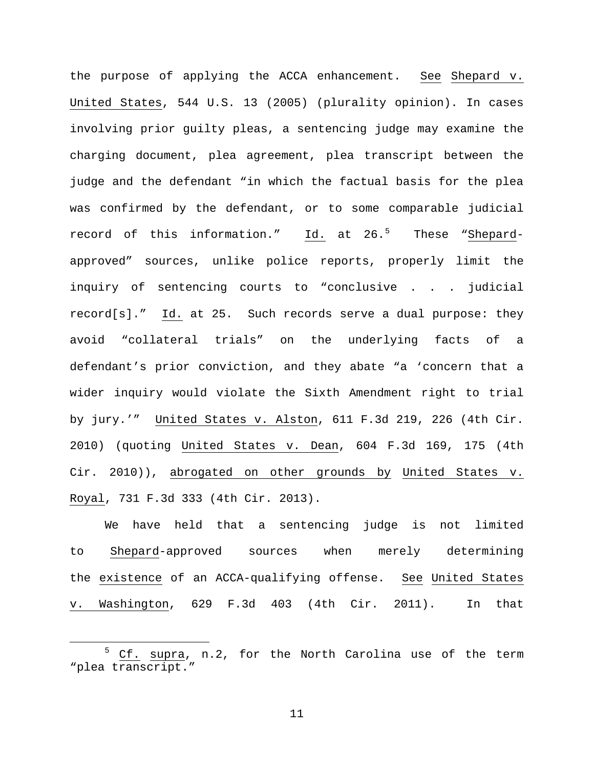the purpose of applying the ACCA enhancement. See Shepard v. United States, 544 U.S. 13 (2005) (plurality opinion). In cases involving prior guilty pleas, a sentencing judge may examine the charging document, plea agreement, plea transcript between the judge and the defendant "in which the factual basis for the plea was confirmed by the defendant, or to some comparable judicial record of this information." Id. at 26.[5] These "Shepard-approved" sources, unlike police reports, properly limit the inquiry of sentencing courts to "conclusive . . . judicial record[s]." Id. at 25. Such records serve a dual purpose: they avoid "collateral trials" on the underlying facts of a defendant's prior conviction, and they abate "a 'concern that a wider inquiry would violate the Sixth Amendment right to trial by jury.'" United States v. Alston, 611 F.3d 219, 226 (4th Cir. 2010) (quoting United States v. Dean, 604 F.3d 169, 175 (4th Cir. 2010)), abrogated on other grounds by United States v. Royal, 731 F.3d 333 (4th Cir. 2013).

We have held that a sentencing judge is not limited to Shepard-approved sources when merely determining the existence of an ACCA-qualifying offense. See United States v. Washington, 629 F.3d 403 (4th Cir. 2011). In that

[5] Cf. supra, n.2, for the North Carolina use of the term "plea transcript."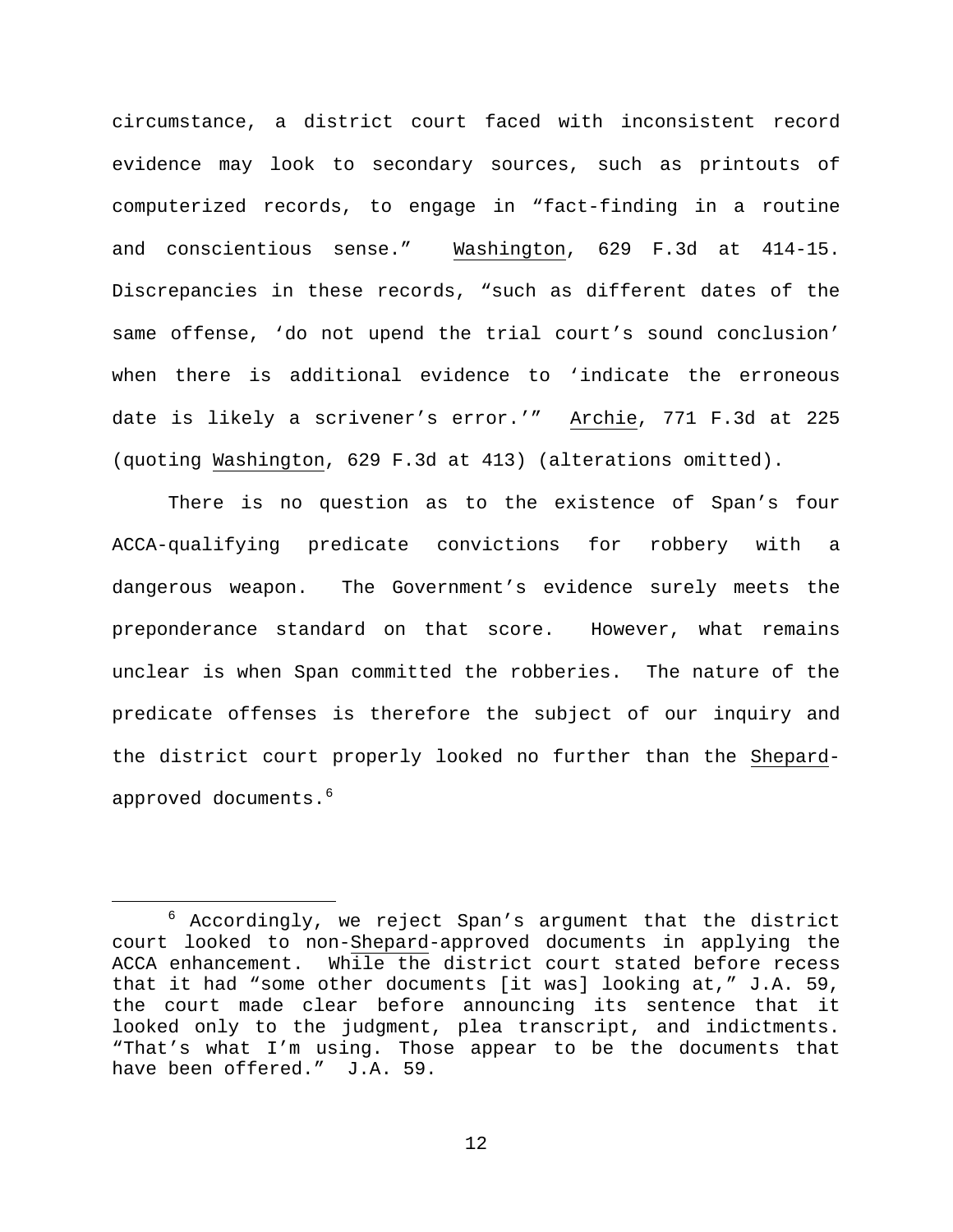circumstance, a district court faced with inconsistent record evidence may look to secondary sources, such as printouts of computerized records, to engage in "fact-finding in a routine and conscientious sense." Washington, 629 F.3d at 414-15. Discrepancies in these records, "such as different dates of the same offense, 'do not upend the trial court's sound conclusion' when there is additional evidence to 'indicate the erroneous date is likely a scrivener's error.'" Archie, 771 F.3d at 225 (quoting Washington, 629 F.3d at 413) (alterations omitted).

There is no question as to the existence of Span's four ACCA-qualifying predicate convictions for robbery with a dangerous weapon. The Government's evidence surely meets the preponderance standard on that score. However, what remains unclear is when Span committed the robberies. The nature of the predicate offenses is therefore the subject of our inquiry and the district court properly looked no further than the Shepard-approved documents.[6]

[6] Accordingly, we reject Span's argument that the district court looked to non-Shepard-approved documents in applying the ACCA enhancement. While the district court stated before recess that it had "some other documents [it was] looking at," J.A. 59, the court made clear before announcing its sentence that it looked only to the judgment, plea transcript, and indictments. "That's what I'm using. Those appear to be the documents that have been offered." J.A. 59.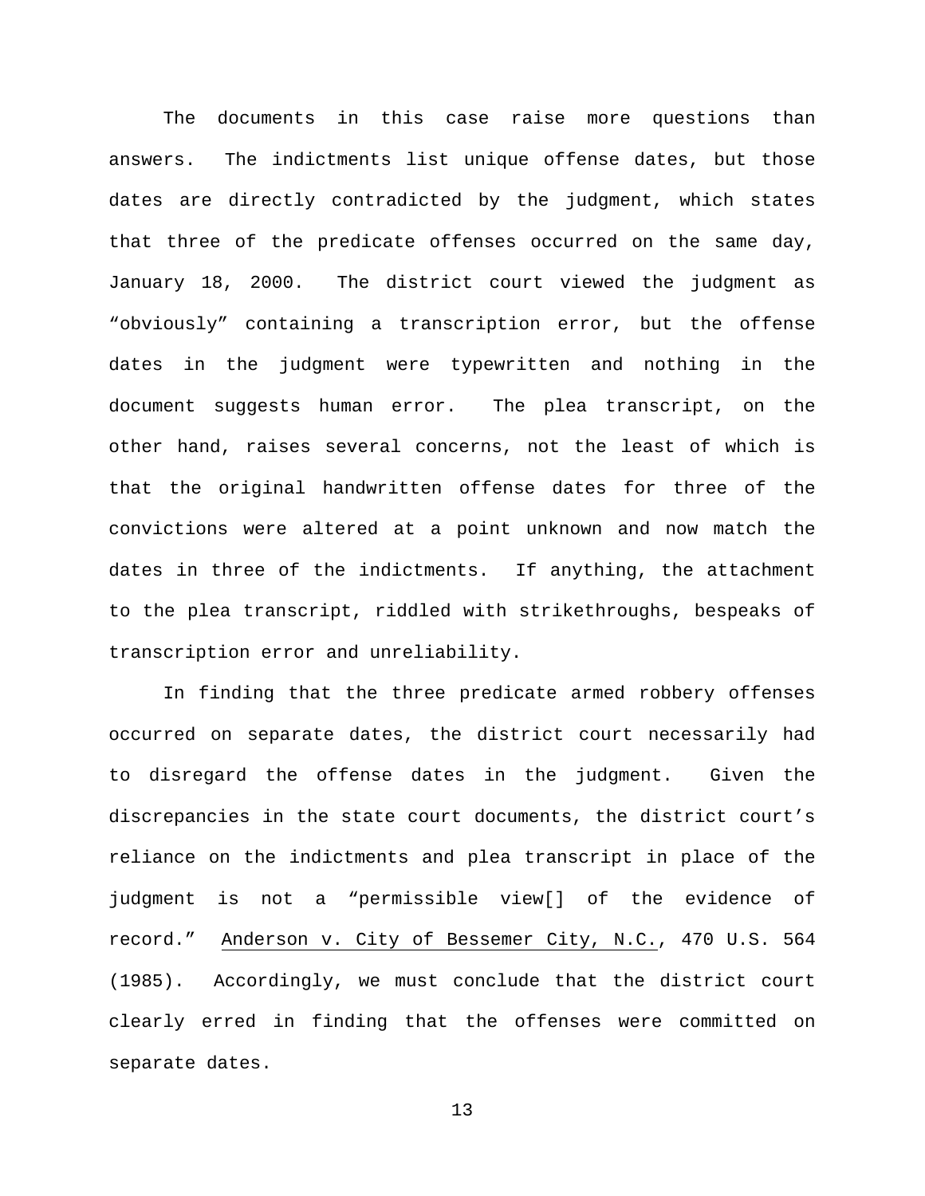The documents in this case raise more questions than answers. The indictments list unique offense dates, but those dates are directly contradicted by the judgment, which states that three of the predicate offenses occurred on the same day, January 18, 2000. The district court viewed the judgment as "obviously" containing a transcription error, but the offense dates in the judgment were typewritten and nothing in the document suggests human error. The plea transcript, on the other hand, raises several concerns, not the least of which is that the original handwritten offense dates for three of the convictions were altered at a point unknown and now match the dates in three of the indictments. If anything, the attachment to the plea transcript, riddled with strikethroughs, bespeaks of transcription error and unreliability.

In finding that the three predicate armed robbery offenses occurred on separate dates, the district court necessarily had to disregard the offense dates in the judgment. Given the discrepancies in the state court documents, the district court's reliance on the indictments and plea transcript in place of the judgment is not a "permissible view[] of the evidence of record." Anderson v. City of Bessemer City, N.C., 470 U.S. 564 (1985). Accordingly, we must conclude that the district court clearly erred in finding that the offenses were committed on separate dates.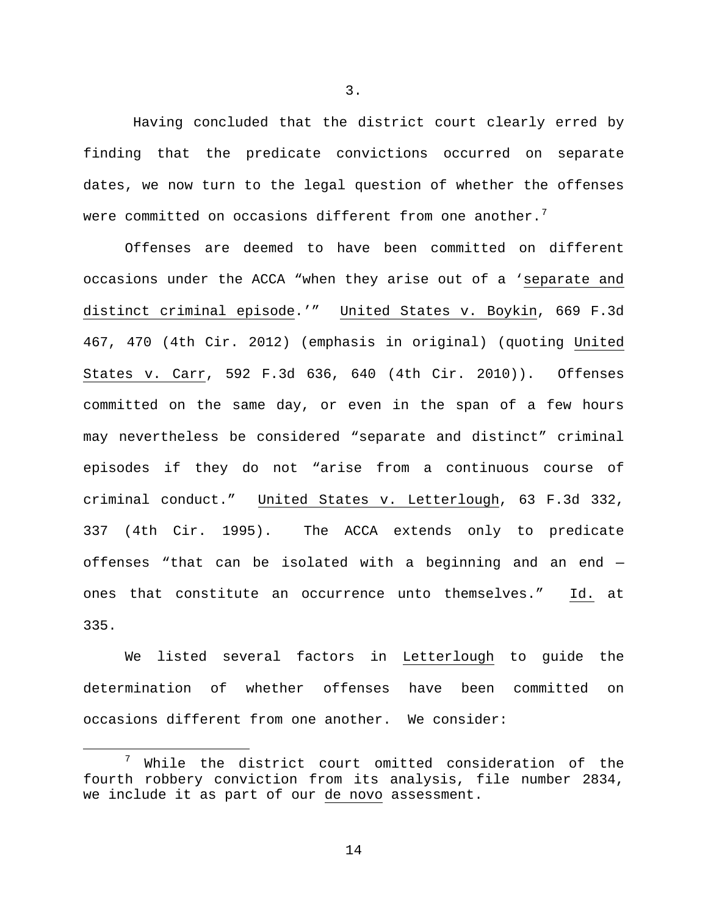3.

Having concluded that the district court clearly erred by finding that the predicate convictions occurred on separate dates, we now turn to the legal question of whether the offenses were committed on occasions different from one another.[7]

Offenses are deemed to have been committed on different occasions under the ACCA "when they arise out of a '<u>separate and distinct criminal episode</u>.'" <u>United States v. Boykin</u>, 669 F.3d 467, 470 (4th Cir. 2012) (emphasis in original) (quoting <u>United States v. Carr</u>, 592 F.3d 636, 640 (4th Cir. 2010)). Offenses committed on the same day, or even in the span of a few hours may nevertheless be considered "separate and distinct" criminal episodes if they do not "arise from a continuous course of criminal conduct." <u>United States v. Letterlough</u>, 63 F.3d 332, 337 (4th Cir. 1995). The ACCA extends only to predicate offenses "that can be isolated with a beginning and an end — ones that constitute an occurrence unto themselves." <u>Id.</u> at 335.

We listed several factors in <u>Letterlough</u> to guide the determination of whether offenses have been committed on occasions different from one another. We consider:

---

[7] While the district court omitted consideration of the fourth robbery conviction from its analysis, file number 2834, we include it as part of our <u>de novo</u> assessment.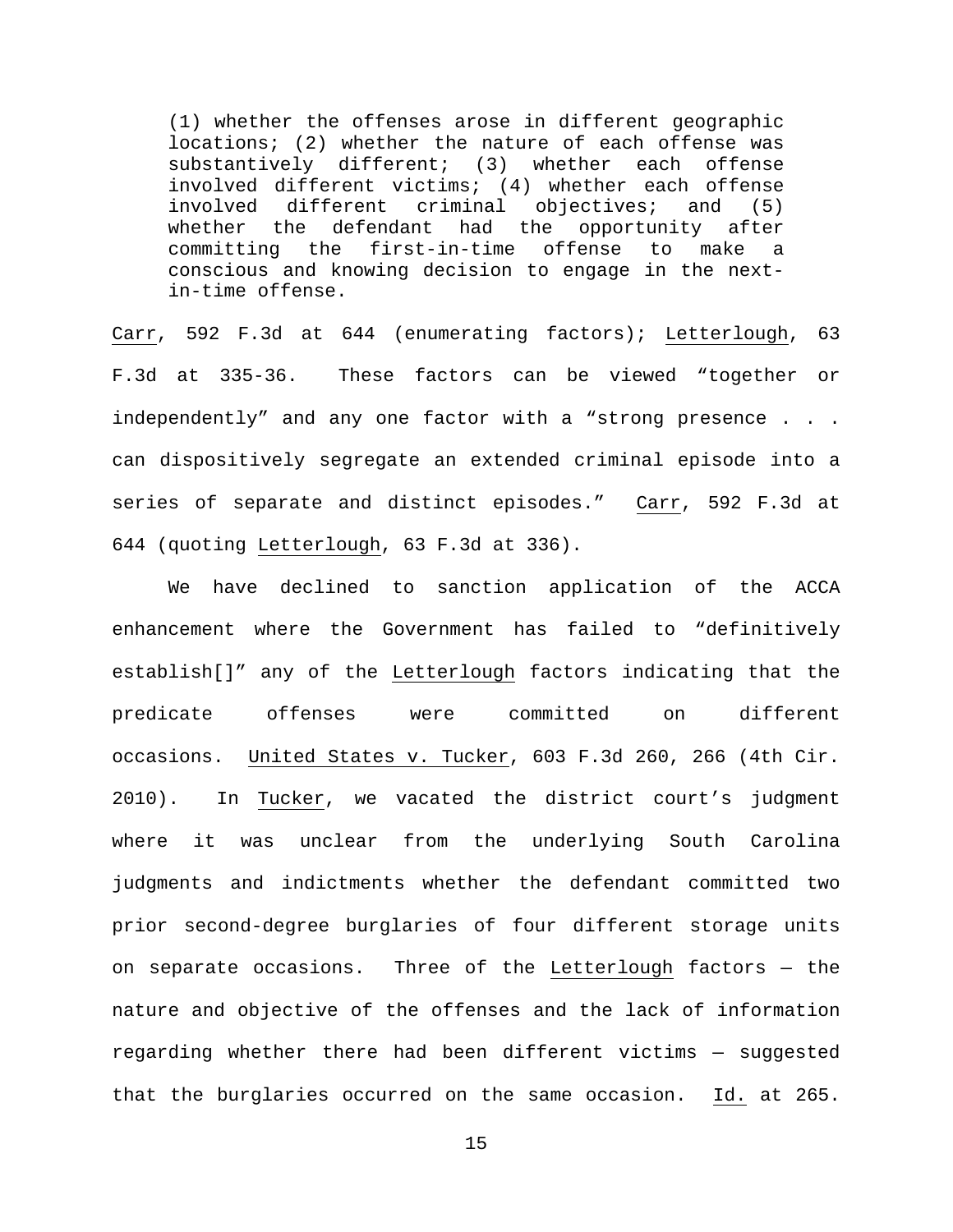> (1) whether the offenses arose in different geographic locations; (2) whether the nature of each offense was substantively different; (3) whether each offense involved different victims; (4) whether each offense involved different criminal objectives; and (5) whether the defendant had the opportunity after committing the first-in-time offense to make a conscious and knowing decision to engage in the next-in-time offense.

Carr, 592 F.3d at 644 (enumerating factors); Letterlough, 63 F.3d at 335-36. These factors can be viewed "together or independently" and any one factor with a "strong presence . . . can dispositively segregate an extended criminal episode into a series of separate and distinct episodes." Carr, 592 F.3d at 644 (quoting Letterlough, 63 F.3d at 336).

We have declined to sanction application of the ACCA enhancement where the Government has failed to "definitively establish[]" any of the Letterlough factors indicating that the predicate offenses were committed on different occasions. United States v. Tucker, 603 F.3d 260, 266 (4th Cir. 2010). In Tucker, we vacated the district court's judgment where it was unclear from the underlying South Carolina judgments and indictments whether the defendant committed two prior second-degree burglaries of four different storage units on separate occasions. Three of the Letterlough factors — the nature and objective of the offenses and the lack of information regarding whether there had been different victims — suggested that the burglaries occurred on the same occasion. Id. at 265.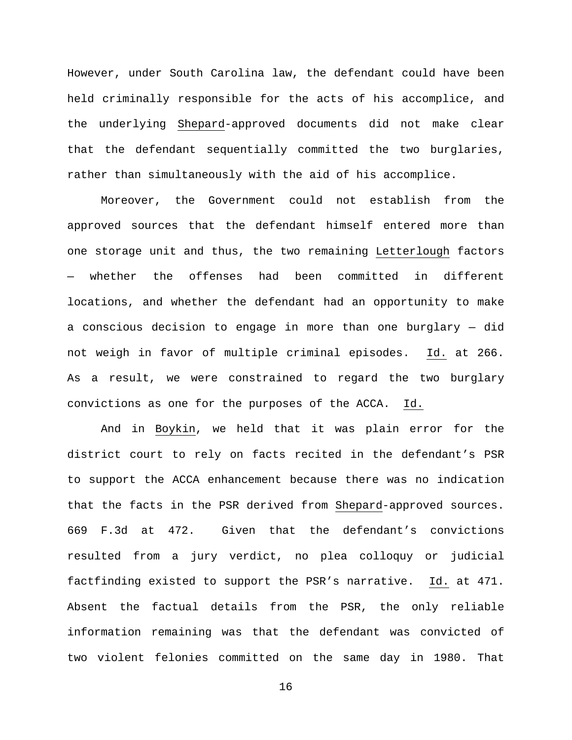However, under South Carolina law, the defendant could have been held criminally responsible for the acts of his accomplice, and the underlying Shepard-approved documents did not make clear that the defendant sequentially committed the two burglaries, rather than simultaneously with the aid of his accomplice.

Moreover, the Government could not establish from the approved sources that the defendant himself entered more than one storage unit and thus, the two remaining Letterlough factors — whether the offenses had been committed in different locations, and whether the defendant had an opportunity to make a conscious decision to engage in more than one burglary — did not weigh in favor of multiple criminal episodes. Id. at 266. As a result, we were constrained to regard the two burglary convictions as one for the purposes of the ACCA. Id.

And in Boykin, we held that it was plain error for the district court to rely on facts recited in the defendant's PSR to support the ACCA enhancement because there was no indication that the facts in the PSR derived from Shepard-approved sources. 669 F.3d at 472. Given that the defendant's convictions resulted from a jury verdict, no plea colloquy or judicial factfinding existed to support the PSR's narrative. Id. at 471. Absent the factual details from the PSR, the only reliable information remaining was that the defendant was convicted of two violent felonies committed on the same day in 1980. That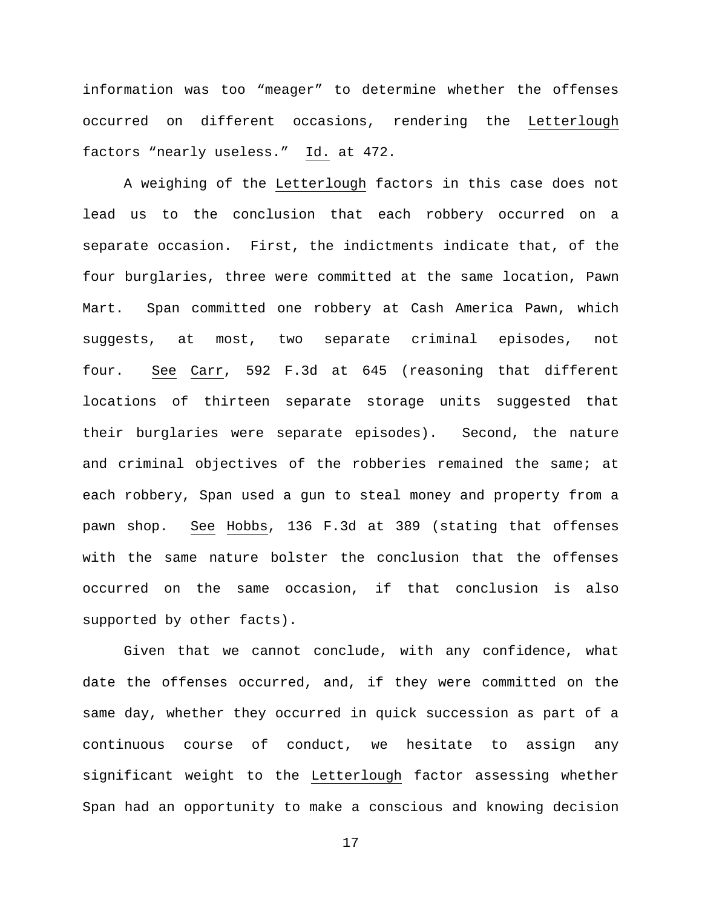information was too "meager" to determine whether the offenses occurred on different occasions, rendering the Letterlough factors "nearly useless." Id. at 472.

A weighing of the Letterlough factors in this case does not lead us to the conclusion that each robbery occurred on a separate occasion. First, the indictments indicate that, of the four burglaries, three were committed at the same location, Pawn Mart. Span committed one robbery at Cash America Pawn, which suggests, at most, two separate criminal episodes, not four. See Carr, 592 F.3d at 645 (reasoning that different locations of thirteen separate storage units suggested that their burglaries were separate episodes). Second, the nature and criminal objectives of the robberies remained the same; at each robbery, Span used a gun to steal money and property from a pawn shop. See Hobbs, 136 F.3d at 389 (stating that offenses with the same nature bolster the conclusion that the offenses occurred on the same occasion, if that conclusion is also supported by other facts).

Given that we cannot conclude, with any confidence, what date the offenses occurred, and, if they were committed on the same day, whether they occurred in quick succession as part of a continuous course of conduct, we hesitate to assign any significant weight to the Letterlough factor assessing whether Span had an opportunity to make a conscious and knowing decision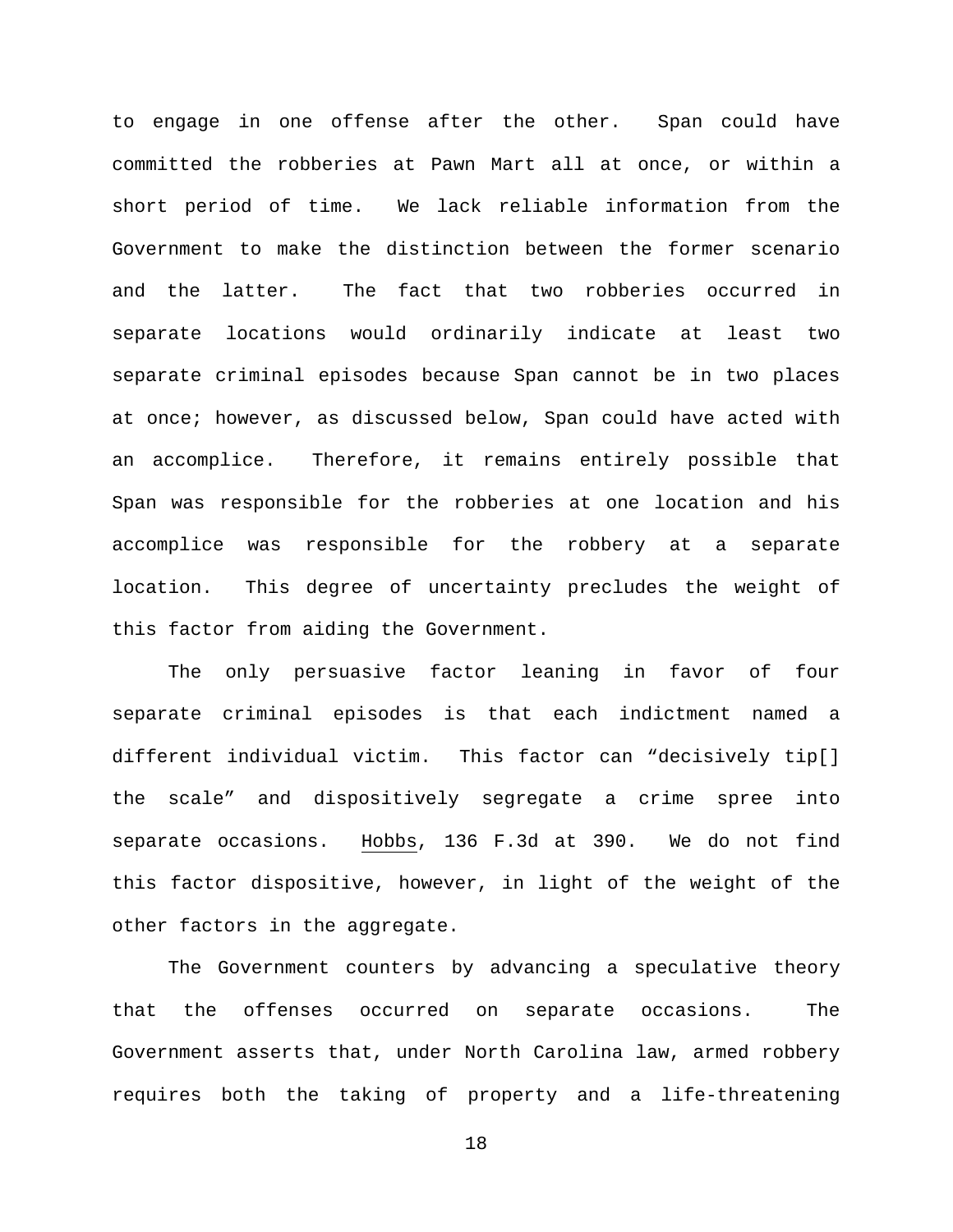to engage in one offense after the other. Span could have committed the robberies at Pawn Mart all at once, or within a short period of time. We lack reliable information from the Government to make the distinction between the former scenario and the latter. The fact that two robberies occurred in separate locations would ordinarily indicate at least two separate criminal episodes because Span cannot be in two places at once; however, as discussed below, Span could have acted with an accomplice. Therefore, it remains entirely possible that Span was responsible for the robberies at one location and his accomplice was responsible for the robbery at a separate location. This degree of uncertainty precludes the weight of this factor from aiding the Government.

The only persuasive factor leaning in favor of four separate criminal episodes is that each indictment named a different individual victim. This factor can "decisively tip[] the scale" and dispositively segregate a crime spree into separate occasions. Hobbs, 136 F.3d at 390. We do not find this factor dispositive, however, in light of the weight of the other factors in the aggregate.

The Government counters by advancing a speculative theory that the offenses occurred on separate occasions. The Government asserts that, under North Carolina law, armed robbery requires both the taking of property and a life-threatening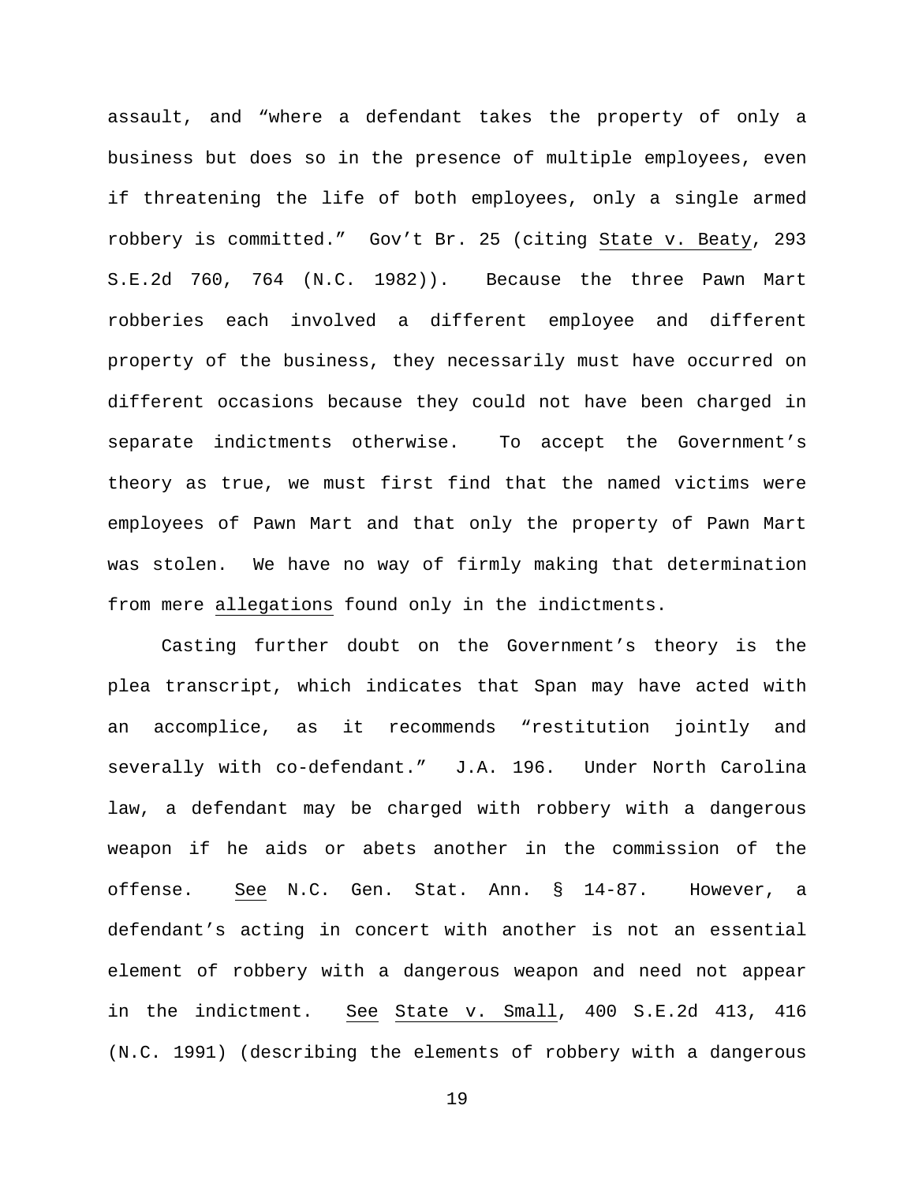assault, and "where a defendant takes the property of only a business but does so in the presence of multiple employees, even if threatening the life of both employees, only a single armed robbery is committed." Gov't Br. 25 (citing State v. Beaty, 293 S.E.2d 760, 764 (N.C. 1982)). Because the three Pawn Mart robberies each involved a different employee and different property of the business, they necessarily must have occurred on different occasions because they could not have been charged in separate indictments otherwise. To accept the Government's theory as true, we must first find that the named victims were employees of Pawn Mart and that only the property of Pawn Mart was stolen. We have no way of firmly making that determination from mere allegations found only in the indictments.

Casting further doubt on the Government's theory is the plea transcript, which indicates that Span may have acted with an accomplice, as it recommends "restitution jointly and severally with co-defendant." J.A. 196. Under North Carolina law, a defendant may be charged with robbery with a dangerous weapon if he aids or abets another in the commission of the offense. See N.C. Gen. Stat. Ann. § 14-87. However, a defendant's acting in concert with another is not an essential element of robbery with a dangerous weapon and need not appear in the indictment. See State v. Small, 400 S.E.2d 413, 416 (N.C. 1991) (describing the elements of robbery with a dangerous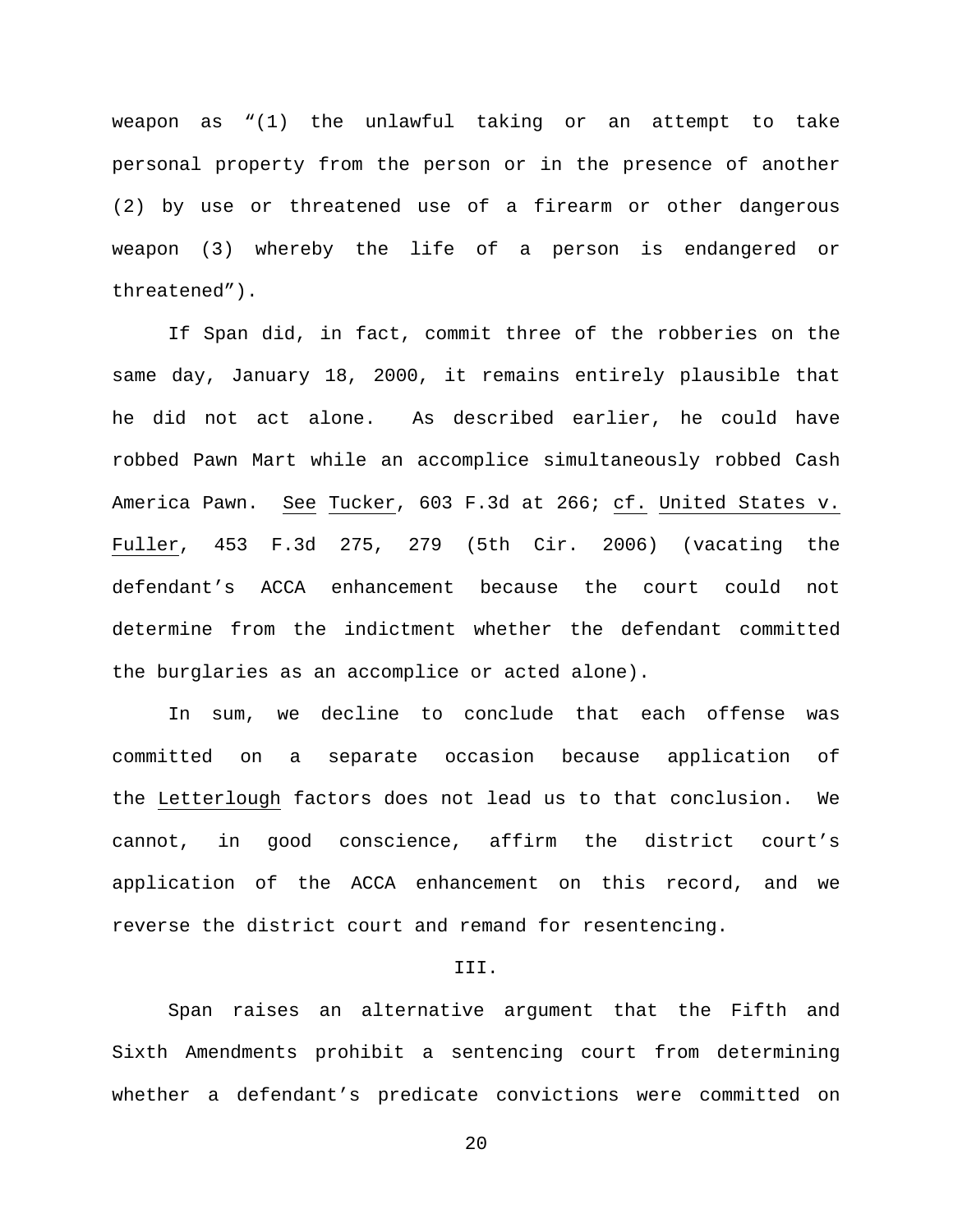weapon as "(1) the unlawful taking or an attempt to take personal property from the person or in the presence of another (2) by use or threatened use of a firearm or other dangerous weapon (3) whereby the life of a person is endangered or threatened").

If Span did, in fact, commit three of the robberies on the same day, January 18, 2000, it remains entirely plausible that he did not act alone. As described earlier, he could have robbed Pawn Mart while an accomplice simultaneously robbed Cash America Pawn. See Tucker, 603 F.3d at 266; cf. United States v. Fuller, 453 F.3d 275, 279 (5th Cir. 2006) (vacating the defendant's ACCA enhancement because the court could not determine from the indictment whether the defendant committed the burglaries as an accomplice or acted alone).

In sum, we decline to conclude that each offense was committed on a separate occasion because application of the Letterlough factors does not lead us to that conclusion. We cannot, in good conscience, affirm the district court's application of the ACCA enhancement on this record, and we reverse the district court and remand for resentencing.

## III.

Span raises an alternative argument that the Fifth and Sixth Amendments prohibit a sentencing court from determining whether a defendant's predicate convictions were committed on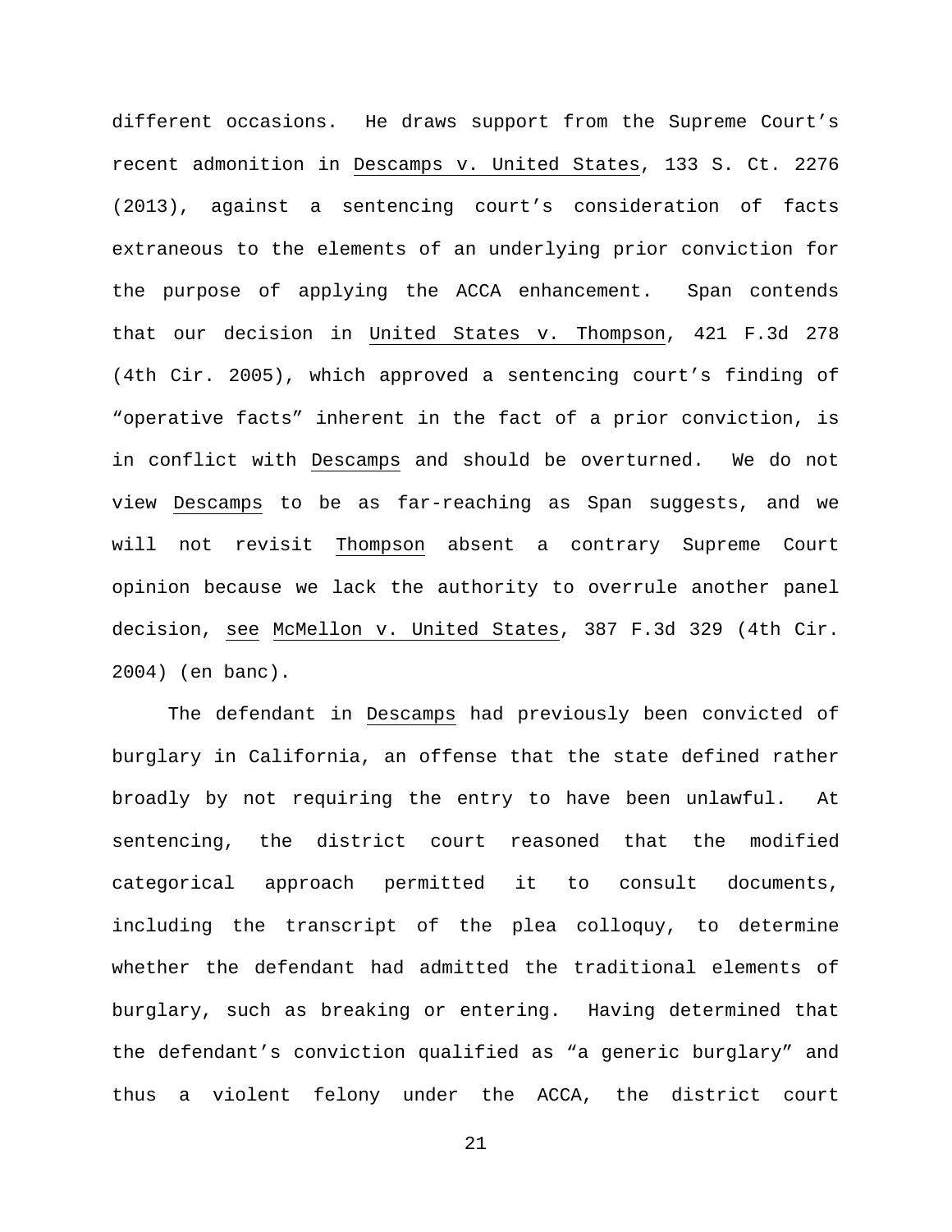different occasions. He draws support from the Supreme Court's recent admonition in Descamps v. United States, 133 S. Ct. 2276 (2013), against a sentencing court's consideration of facts extraneous to the elements of an underlying prior conviction for the purpose of applying the ACCA enhancement. Span contends that our decision in United States v. Thompson, 421 F.3d 278 (4th Cir. 2005), which approved a sentencing court's finding of "operative facts" inherent in the fact of a prior conviction, is in conflict with Descamps and should be overturned. We do not view Descamps to be as far-reaching as Span suggests, and we will not revisit Thompson absent a contrary Supreme Court opinion because we lack the authority to overrule another panel decision, see McMellon v. United States, 387 F.3d 329 (4th Cir. 2004) (en banc).

The defendant in Descamps had previously been convicted of burglary in California, an offense that the state defined rather broadly by not requiring the entry to have been unlawful. At sentencing, the district court reasoned that the modified categorical approach permitted it to consult documents, including the transcript of the plea colloquy, to determine whether the defendant had admitted the traditional elements of burglary, such as breaking or entering. Having determined that the defendant's conviction qualified as "a generic burglary" and thus a violent felony under the ACCA, the district court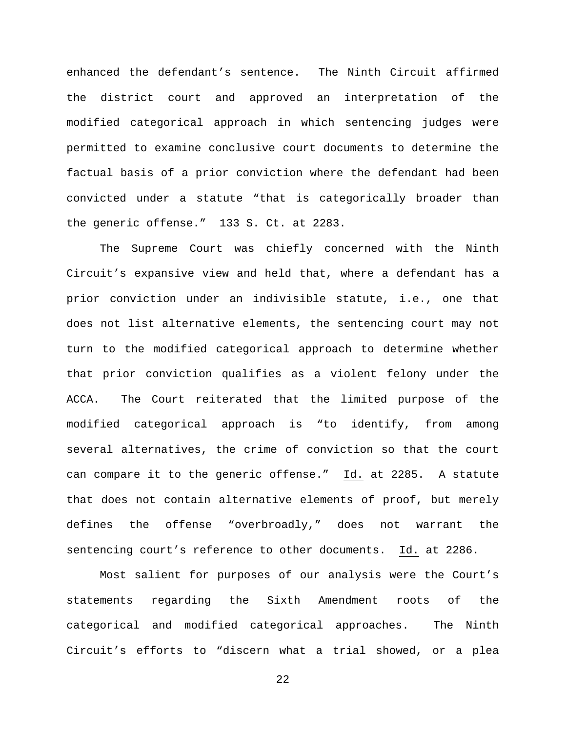enhanced the defendant's sentence. The Ninth Circuit affirmed the district court and approved an interpretation of the modified categorical approach in which sentencing judges were permitted to examine conclusive court documents to determine the factual basis of a prior conviction where the defendant had been convicted under a statute "that is categorically broader than the generic offense." 133 S. Ct. at 2283.

The Supreme Court was chiefly concerned with the Ninth Circuit's expansive view and held that, where a defendant has a prior conviction under an indivisible statute, i.e., one that does not list alternative elements, the sentencing court may not turn to the modified categorical approach to determine whether that prior conviction qualifies as a violent felony under the ACCA. The Court reiterated that the limited purpose of the modified categorical approach is "to identify, from among several alternatives, the crime of conviction so that the court can compare it to the generic offense." Id. at 2285. A statute that does not contain alternative elements of proof, but merely defines the offense "overbroadly," does not warrant the sentencing court's reference to other documents. Id. at 2286.

Most salient for purposes of our analysis were the Court's statements regarding the Sixth Amendment roots of the categorical and modified categorical approaches. The Ninth Circuit's efforts to "discern what a trial showed, or a plea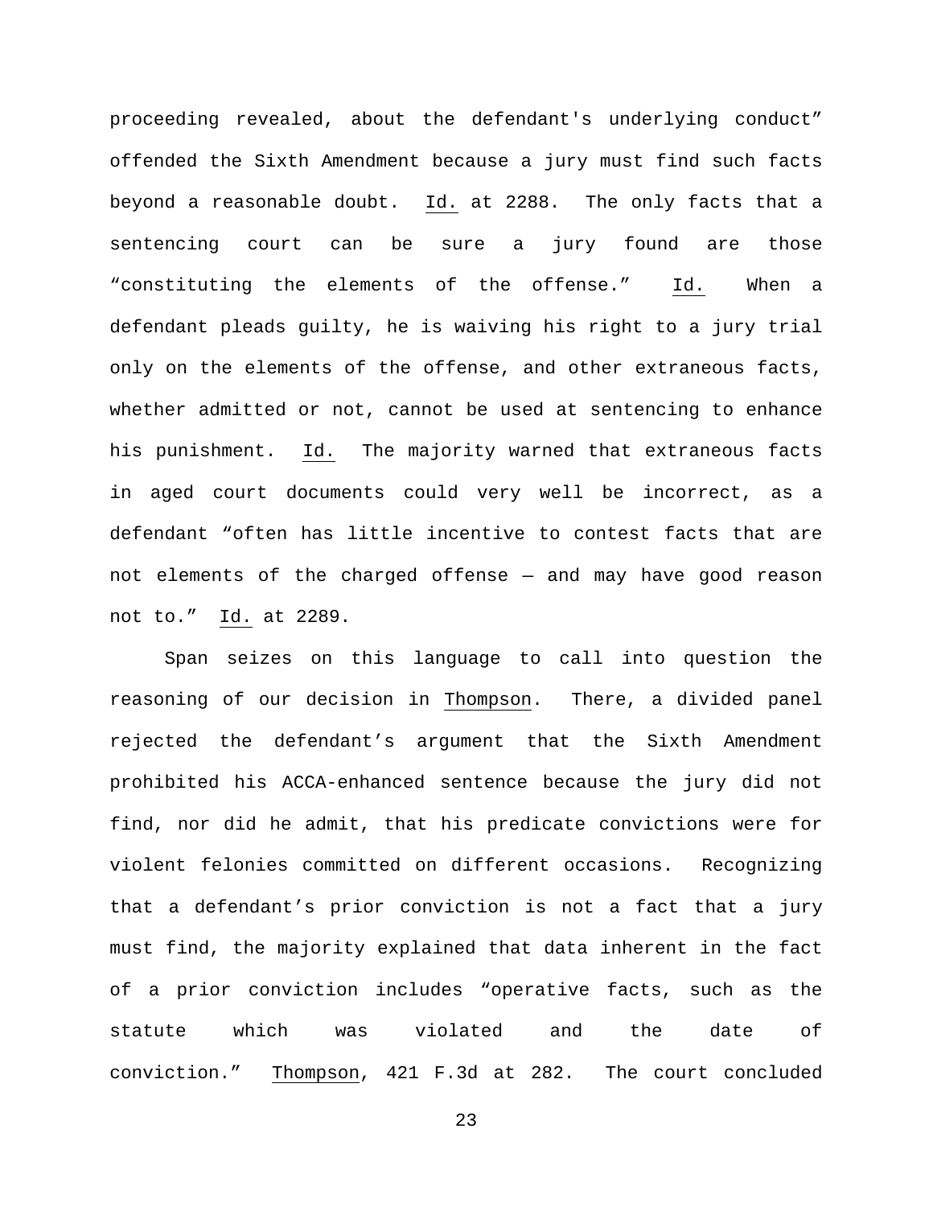proceeding revealed, about the defendant's underlying conduct" offended the Sixth Amendment because a jury must find such facts beyond a reasonable doubt. Id. at 2288. The only facts that a sentencing court can be sure a jury found are those "constituting the elements of the offense." Id. When a defendant pleads guilty, he is waiving his right to a jury trial only on the elements of the offense, and other extraneous facts, whether admitted or not, cannot be used at sentencing to enhance his punishment. Id. The majority warned that extraneous facts in aged court documents could very well be incorrect, as a defendant "often has little incentive to contest facts that are not elements of the charged offense — and may have good reason not to." Id. at 2289.

Span seizes on this language to call into question the reasoning of our decision in Thompson. There, a divided panel rejected the defendant's argument that the Sixth Amendment prohibited his ACCA-enhanced sentence because the jury did not find, nor did he admit, that his predicate convictions were for violent felonies committed on different occasions. Recognizing that a defendant's prior conviction is not a fact that a jury must find, the majority explained that data inherent in the fact of a prior conviction includes "operative facts, such as the statute which was violated and the date of conviction." Thompson, 421 F.3d at 282. The court concluded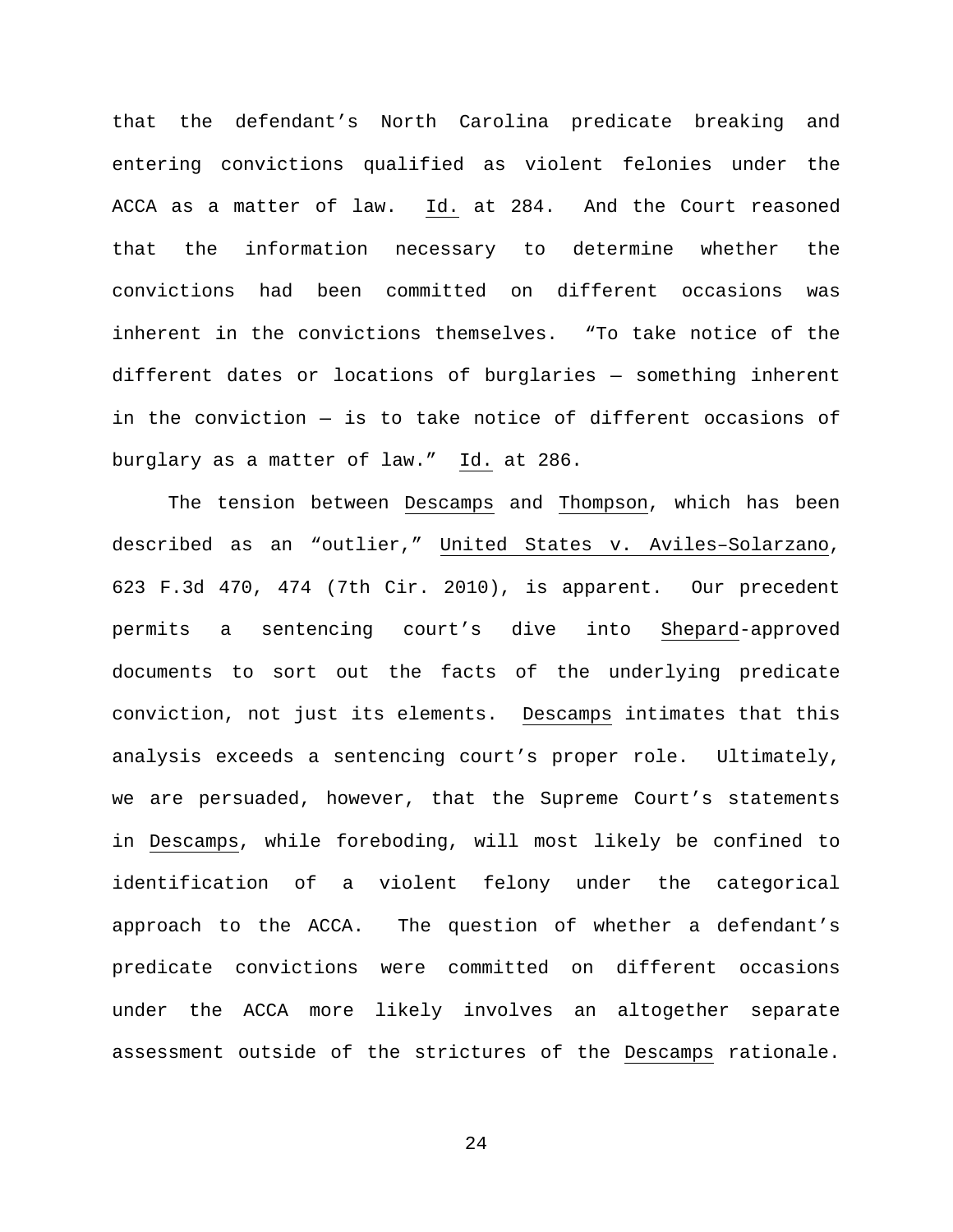that the defendant's North Carolina predicate breaking and entering convictions qualified as violent felonies under the ACCA as a matter of law. Id. at 284. And the Court reasoned that the information necessary to determine whether the convictions had been committed on different occasions was inherent in the convictions themselves. "To take notice of the different dates or locations of burglaries — something inherent in the conviction — is to take notice of different occasions of burglary as a matter of law." Id. at 286.

The tension between Descamps and Thompson, which has been described as an "outlier," United States v. Aviles–Solarzano, 623 F.3d 470, 474 (7th Cir. 2010), is apparent. Our precedent permits a sentencing court's dive into Shepard-approved documents to sort out the facts of the underlying predicate conviction, not just its elements. Descamps intimates that this analysis exceeds a sentencing court's proper role. Ultimately, we are persuaded, however, that the Supreme Court's statements in Descamps, while foreboding, will most likely be confined to identification of a violent felony under the categorical approach to the ACCA. The question of whether a defendant's predicate convictions were committed on different occasions under the ACCA more likely involves an altogether separate assessment outside of the strictures of the Descamps rationale.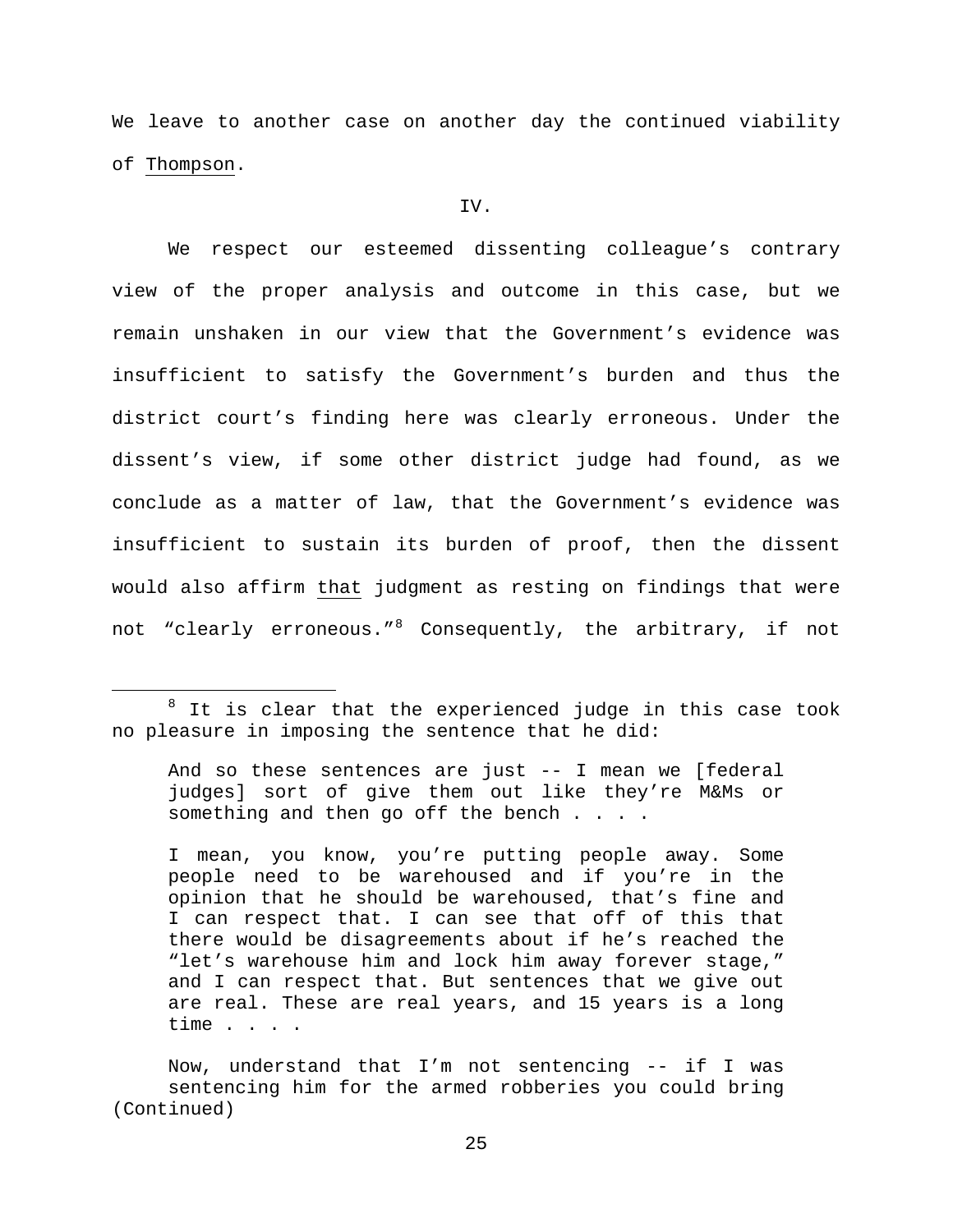We leave to another case on another day the continued viability of Thompson.

IV.

We respect our esteemed dissenting colleague's contrary view of the proper analysis and outcome in this case, but we remain unshaken in our view that the Government's evidence was insufficient to satisfy the Government's burden and thus the district court's finding here was clearly erroneous. Under the dissent's view, if some other district judge had found, as we conclude as a matter of law, that the Government's evidence was insufficient to sustain its burden of proof, then the dissent would also affirm that judgment as resting on findings that were not "clearly erroneous."[8] Consequently, the arbitrary, if not

---

[8] It is clear that the experienced judge in this case took no pleasure in imposing the sentence that he did:

> And so these sentences are just -- I mean we [federal judges] sort of give them out like they're M&Ms or something and then go off the bench . . . .
>
> I mean, you know, you're putting people away. Some people need to be warehoused and if you're in the opinion that he should be warehoused, that's fine and I can respect that. I can see that off of this that there would be disagreements about if he's reached the "let's warehouse him and lock him away forever stage," and I can respect that. But sentences that we give out are real. These are real years, and 15 years is a long time . . . .
>
> Now, understand that I'm not sentencing -- if I was sentencing him for the armed robberies you could bring

(Continued)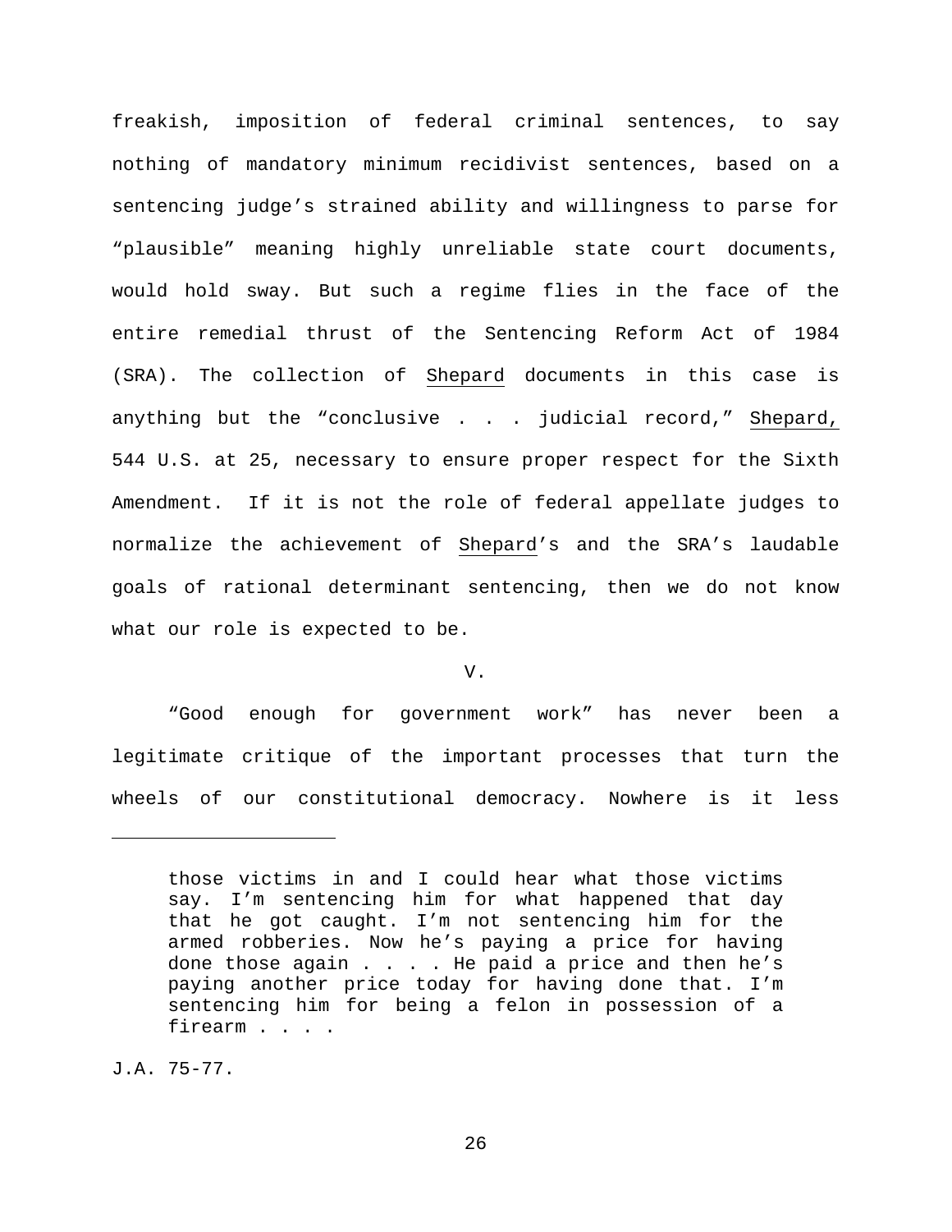freakish, imposition of federal criminal sentences, to say nothing of mandatory minimum recidivist sentences, based on a sentencing judge's strained ability and willingness to parse for "plausible" meaning highly unreliable state court documents, would hold sway. But such a regime flies in the face of the entire remedial thrust of the Sentencing Reform Act of 1984 (SRA). The collection of Shepard documents in this case is anything but the "conclusive . . . judicial record," Shepard, 544 U.S. at 25, necessary to ensure proper respect for the Sixth Amendment. If it is not the role of federal appellate judges to normalize the achievement of Shepard's and the SRA's laudable goals of rational determinant sentencing, then we do not know what our role is expected to be.

## V.

"Good enough for government work" has never been a legitimate critique of the important processes that turn the wheels of our constitutional democracy. Nowhere is it less

---

> those victims in and I could hear what those victims say. I'm sentencing him for what happened that day that he got caught. I'm not sentencing him for the armed robberies. Now he's paying a price for having done those again . . . . He paid a price and then he's paying another price today for having done that. I'm sentencing him for being a felon in possession of a firearm . . . .

J.A. 75-77.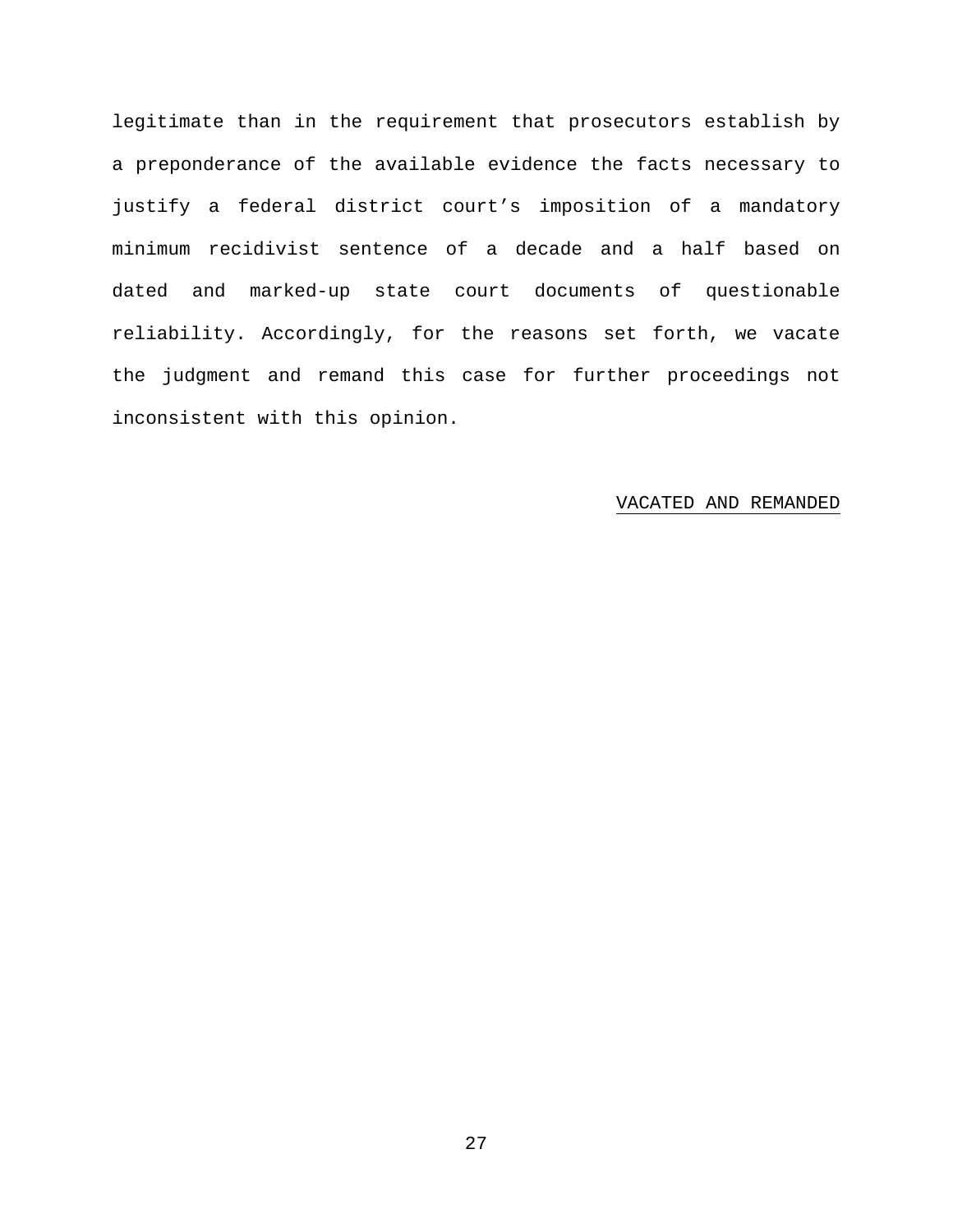legitimate than in the requirement that prosecutors establish by a preponderance of the available evidence the facts necessary to justify a federal district court's imposition of a mandatory minimum recidivist sentence of a decade and a half based on dated and marked-up state court documents of questionable reliability. Accordingly, for the reasons set forth, we vacate the judgment and remand this case for further proceedings not inconsistent with this opinion.

<u>VACATED AND REMANDED</u>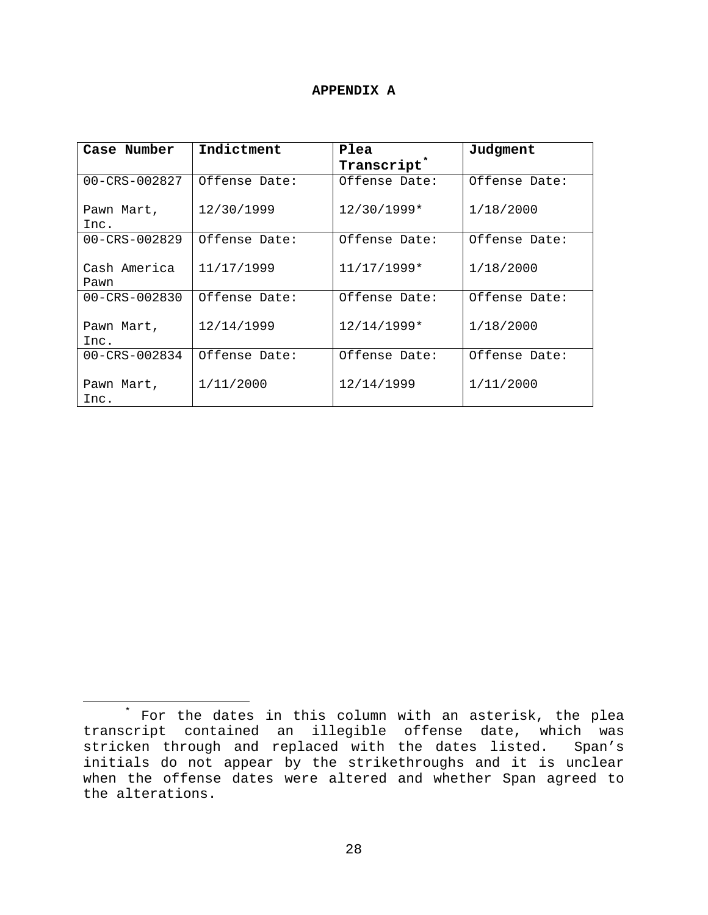# APPENDIX A

| Case Number | Indictment | Plea Transcript[*] | Judgment |
|---|---|---|---|
| 00-CRS-002827<br><br>Pawn Mart, Inc. | Offense Date:<br><br>12/30/1999 | Offense Date:<br><br>12/30/1999* | Offense Date:<br><br>1/18/2000 |
| 00-CRS-002829<br><br>Cash America Pawn | Offense Date:<br><br>11/17/1999 | Offense Date:<br><br>11/17/1999* | Offense Date:<br><br>1/18/2000 |
| 00-CRS-002830<br><br>Pawn Mart, Inc. | Offense Date:<br><br>12/14/1999 | Offense Date:<br><br>12/14/1999* | Offense Date:<br><br>1/18/2000 |
| 00-CRS-002834<br><br>Pawn Mart, Inc. | Offense Date:<br><br>1/11/2000 | Offense Date:<br><br>12/14/1999 | Offense Date:<br><br>1/11/2000 |

[*] For the dates in this column with an asterisk, the plea transcript contained an illegible offense date, which was stricken through and replaced with the dates listed. Span's initials do not appear by the strikethroughs and it is unclear when the offense dates were altered and whether Span agreed to the alterations.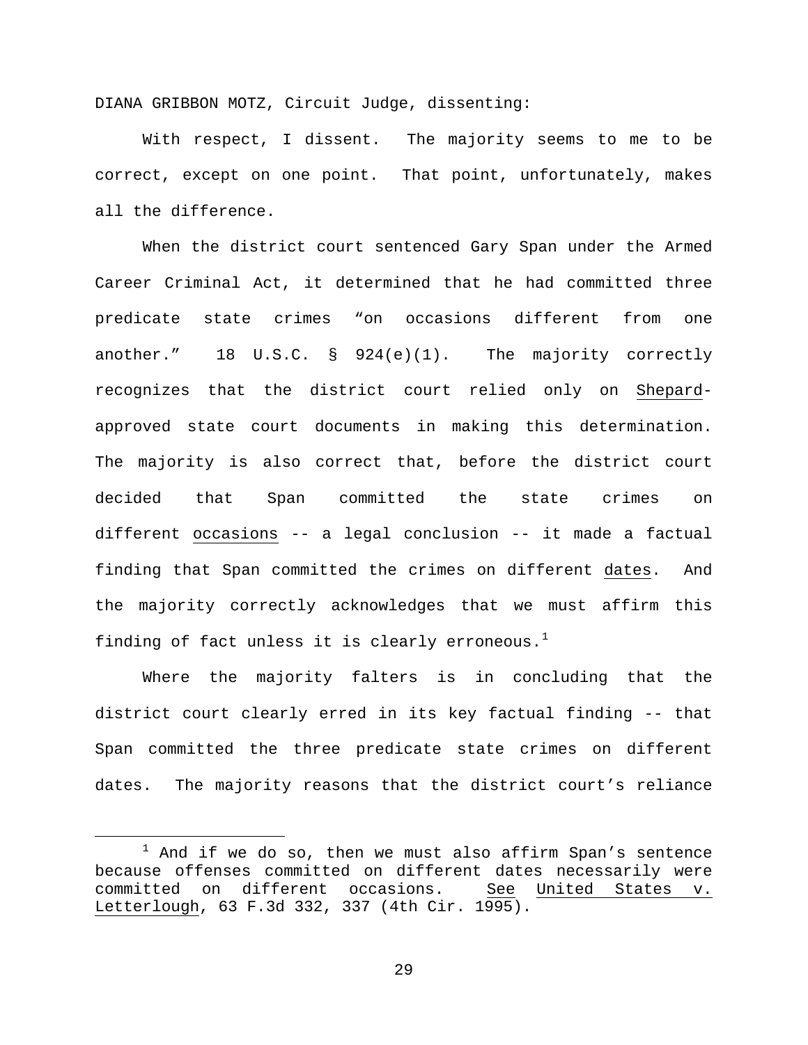DIANA GRIBBON MOTZ, Circuit Judge, dissenting:

With respect, I dissent. The majority seems to me to be correct, except on one point. That point, unfortunately, makes all the difference.

When the district court sentenced Gary Span under the Armed Career Criminal Act, it determined that he had committed three predicate state crimes "on occasions different from one another." 18 U.S.C. § 924(e)(1). The majority correctly recognizes that the district court relied only on Shepard-approved state court documents in making this determination. The majority is also correct that, before the district court decided that Span committed the state crimes on different occasions -- a legal conclusion -- it made a factual finding that Span committed the crimes on different dates. And the majority correctly acknowledges that we must affirm this finding of fact unless it is clearly erroneous.[1]

Where the majority falters is in concluding that the district court clearly erred in its key factual finding -- that Span committed the three predicate state crimes on different dates. The majority reasons that the district court's reliance

[1] And if we do so, then we must also affirm Span's sentence because offenses committed on different dates necessarily were committed on different occasions. See United States v. Letterlough, 63 F.3d 332, 337 (4th Cir. 1995).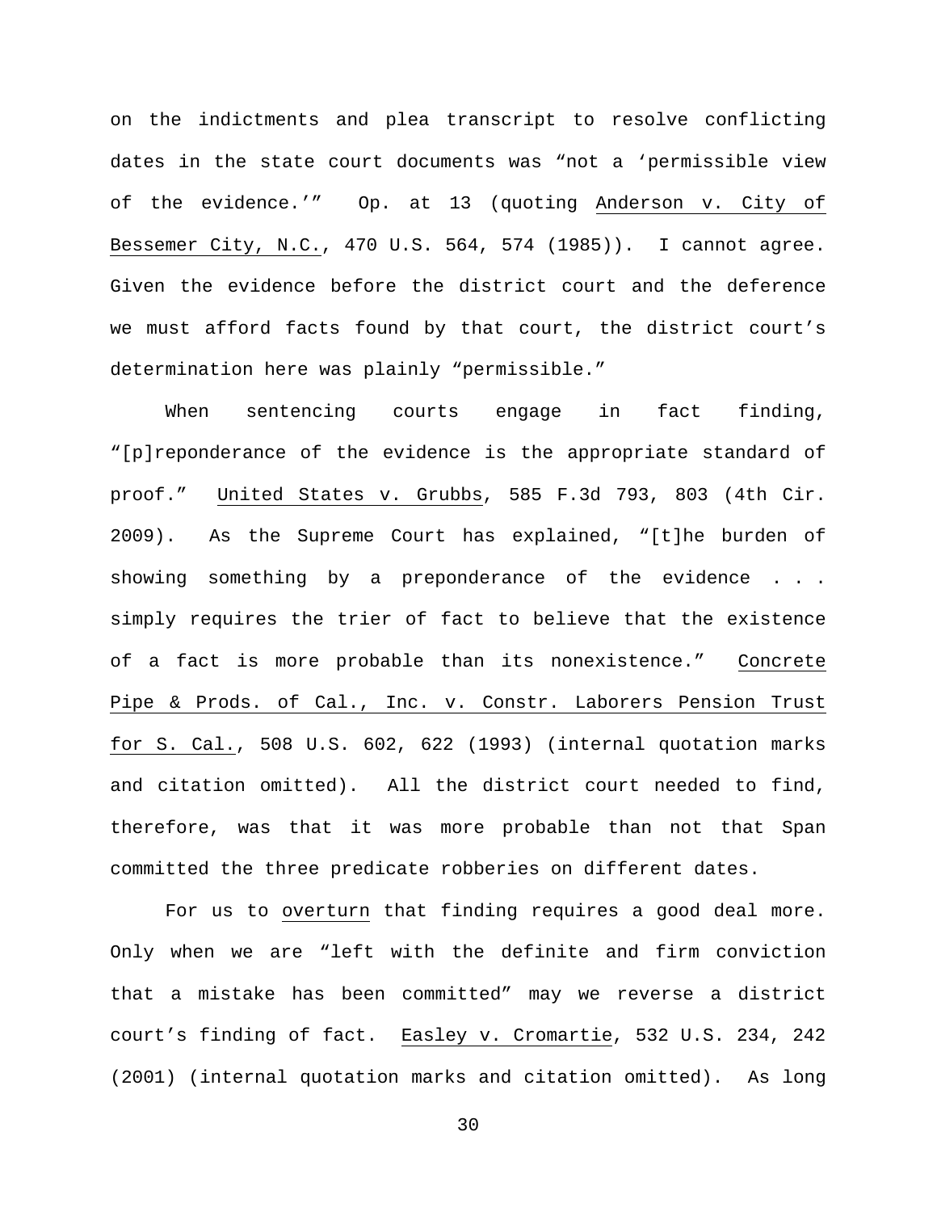on the indictments and plea transcript to resolve conflicting dates in the state court documents was "not a 'permissible view of the evidence.'" Op. at 13 (quoting Anderson v. City of Bessemer City, N.C., 470 U.S. 564, 574 (1985)). I cannot agree. Given the evidence before the district court and the deference we must afford facts found by that court, the district court's determination here was plainly "permissible."

When sentencing courts engage in fact finding, "[p]reponderance of the evidence is the appropriate standard of proof." United States v. Grubbs, 585 F.3d 793, 803 (4th Cir. 2009). As the Supreme Court has explained, "[t]he burden of showing something by a preponderance of the evidence . . . simply requires the trier of fact to believe that the existence of a fact is more probable than its nonexistence." Concrete Pipe & Prods. of Cal., Inc. v. Constr. Laborers Pension Trust for S. Cal., 508 U.S. 602, 622 (1993) (internal quotation marks and citation omitted). All the district court needed to find, therefore, was that it was more probable than not that Span committed the three predicate robberies on different dates.

For us to overturn that finding requires a good deal more. Only when we are "left with the definite and firm conviction that a mistake has been committed" may we reverse a district court's finding of fact. Easley v. Cromartie, 532 U.S. 234, 242 (2001) (internal quotation marks and citation omitted). As long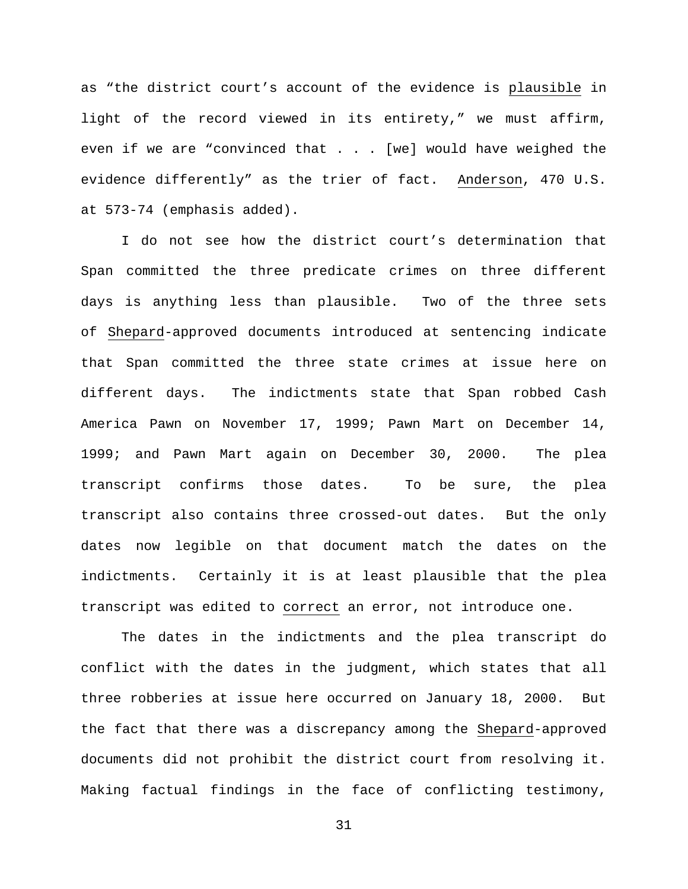as "the district court's account of the evidence is <u>plausible</u> in light of the record viewed in its entirety," we must affirm, even if we are "convinced that . . . [we] would have weighed the evidence differently" as the trier of fact. <u>Anderson</u>, 470 U.S. at 573-74 (emphasis added).

I do not see how the district court's determination that Span committed the three predicate crimes on three different days is anything less than plausible. Two of the three sets of <u>Shepard</u>-approved documents introduced at sentencing indicate that Span committed the three state crimes at issue here on different days. The indictments state that Span robbed Cash America Pawn on November 17, 1999; Pawn Mart on December 14, 1999; and Pawn Mart again on December 30, 2000. The plea transcript confirms those dates. To be sure, the plea transcript also contains three crossed-out dates. But the only dates now legible on that document match the dates on the indictments. Certainly it is at least plausible that the plea transcript was edited to <u>correct</u> an error, not introduce one.

The dates in the indictments and the plea transcript do conflict with the dates in the judgment, which states that all three robberies at issue here occurred on January 18, 2000. But the fact that there was a discrepancy among the <u>Shepard</u>-approved documents did not prohibit the district court from resolving it. Making factual findings in the face of conflicting testimony,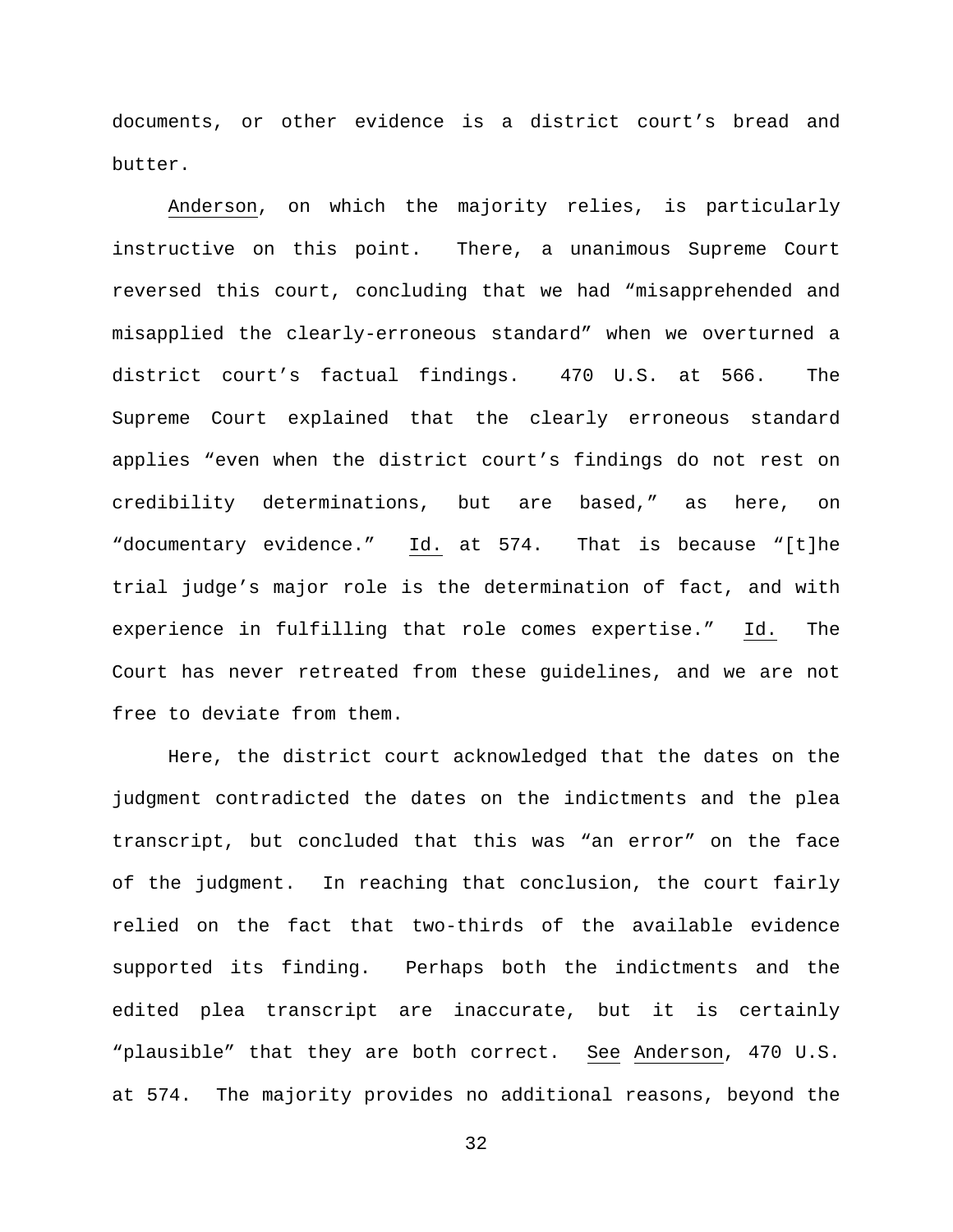documents, or other evidence is a district court's bread and butter.

Anderson, on which the majority relies, is particularly instructive on this point. There, a unanimous Supreme Court reversed this court, concluding that we had "misapprehended and misapplied the clearly-erroneous standard" when we overturned a district court's factual findings. 470 U.S. at 566. The Supreme Court explained that the clearly erroneous standard applies "even when the district court's findings do not rest on credibility determinations, but are based," as here, on "documentary evidence." Id. at 574. That is because "[t]he trial judge's major role is the determination of fact, and with experience in fulfilling that role comes expertise." Id. The Court has never retreated from these guidelines, and we are not free to deviate from them.

Here, the district court acknowledged that the dates on the judgment contradicted the dates on the indictments and the plea transcript, but concluded that this was "an error" on the face of the judgment. In reaching that conclusion, the court fairly relied on the fact that two-thirds of the available evidence supported its finding. Perhaps both the indictments and the edited plea transcript are inaccurate, but it is certainly "plausible" that they are both correct. See Anderson, 470 U.S. at 574. The majority provides no additional reasons, beyond the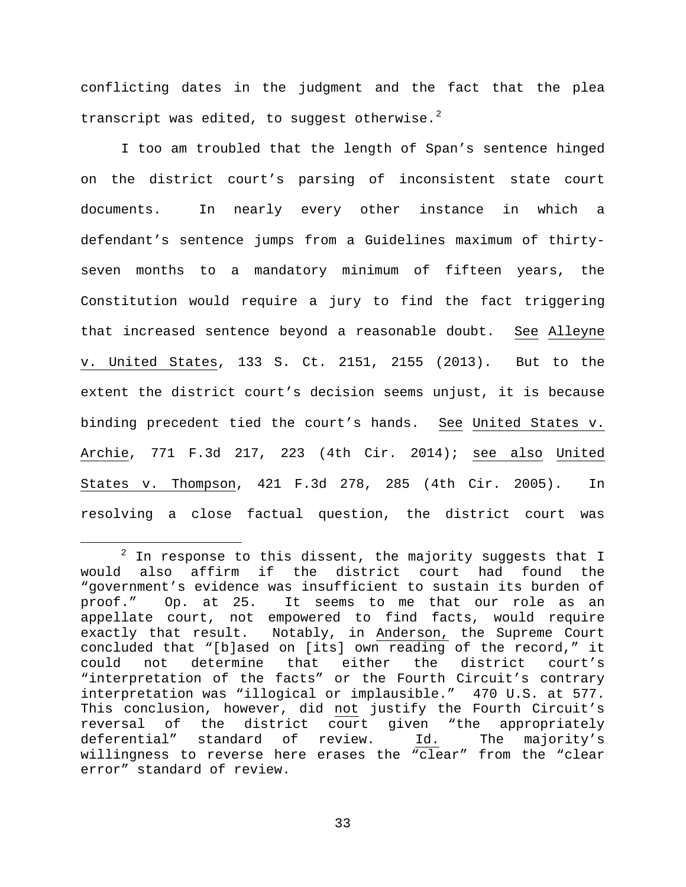conflicting dates in the judgment and the fact that the plea transcript was edited, to suggest otherwise.[2]

I too am troubled that the length of Span's sentence hinged on the district court's parsing of inconsistent state court documents. In nearly every other instance in which a defendant's sentence jumps from a Guidelines maximum of thirty-seven months to a mandatory minimum of fifteen years, the Constitution would require a jury to find the fact triggering that increased sentence beyond a reasonable doubt. See Alleyne v. United States, 133 S. Ct. 2151, 2155 (2013). But to the extent the district court's decision seems unjust, it is because binding precedent tied the court's hands. See United States v. Archie, 771 F.3d 217, 223 (4th Cir. 2014); see also United States v. Thompson, 421 F.3d 278, 285 (4th Cir. 2005). In resolving a close factual question, the district court was

---

[2] In response to this dissent, the majority suggests that I would also affirm if the district court had found the "government's evidence was insufficient to sustain its burden of proof." Op. at 25. It seems to me that our role as an appellate court, not empowered to find facts, would require exactly that result. Notably, in Anderson, the Supreme Court concluded that "[b]ased on [its] own reading of the record," it could not determine that either the district court's "interpretation of the facts" or the Fourth Circuit's contrary interpretation was "illogical or implausible." 470 U.S. at 577. This conclusion, however, did not justify the Fourth Circuit's reversal of the district court given "the appropriately deferential" standard of review. Id. The majority's willingness to reverse here erases the "clear" from the "clear error" standard of review.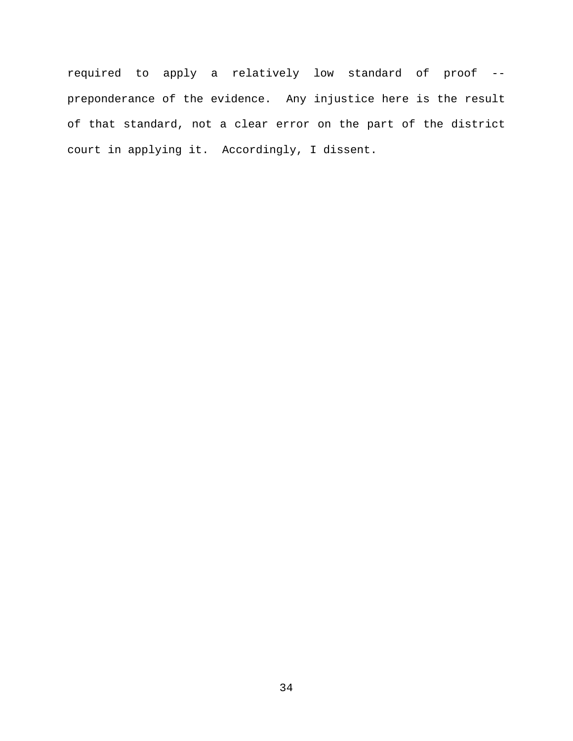required to apply a relatively low standard of proof -- preponderance of the evidence. Any injustice here is the result of that standard, not a clear error on the part of the district court in applying it. Accordingly, I dissent.